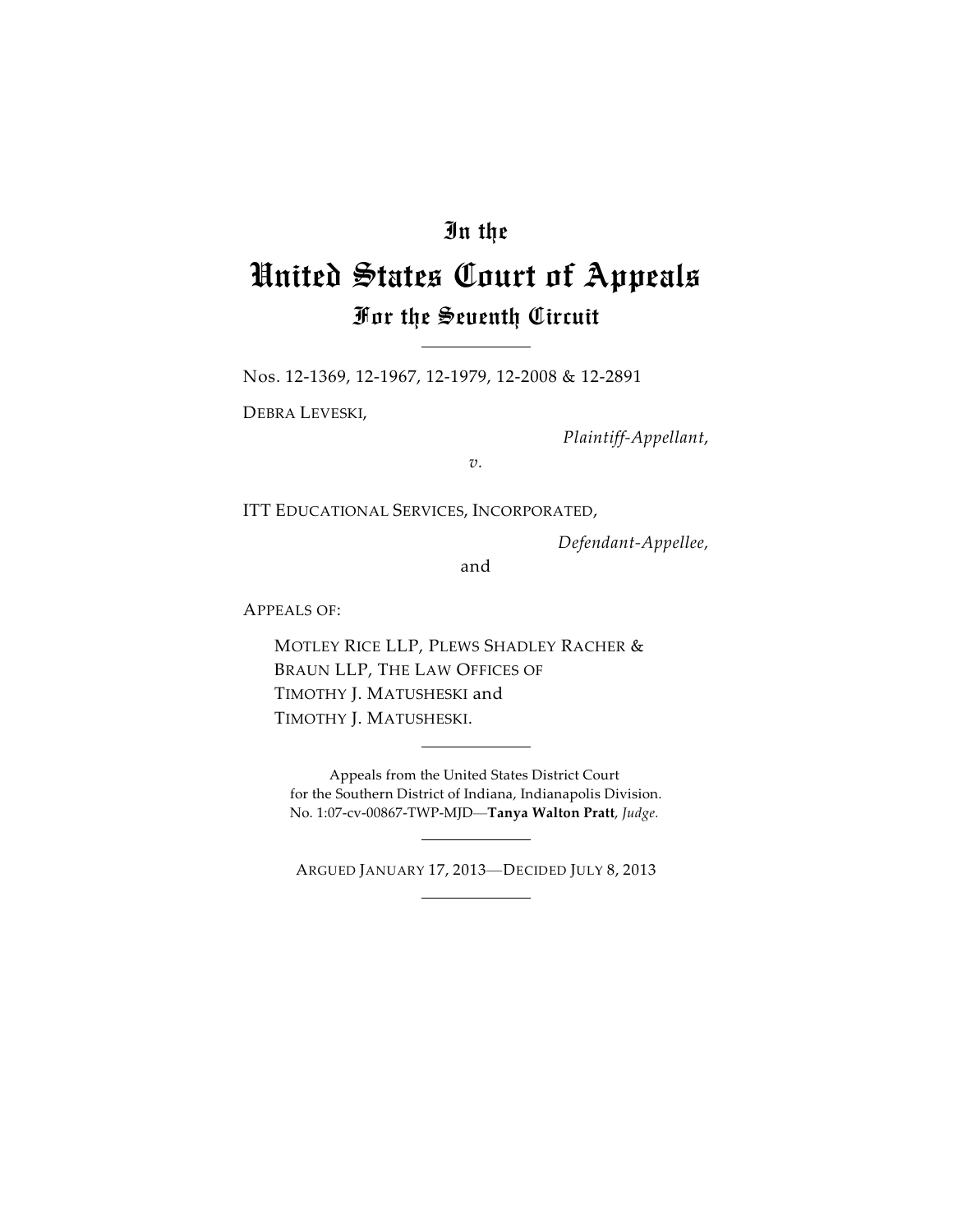# In the
# United States Court of Appeals
## For the Seventh Circuit

Nos. 12-1369, 12-1967, 12-1979, 12-2008 & 12-2891

DEBRA LEVESKI,

*Plaintiff-Appellant,*

*v.*

ITT EDUCATIONAL SERVICES, INCORPORATED,

*Defendant-Appellee,*

and

APPEALS OF:

MOTLEY RICE LLP, PLEWS SHADLEY RACHER & BRAUN LLP, THE LAW OFFICES OF TIMOTHY J. MATUSHESKI and TIMOTHY J. MATUSHESKI.

Appeals from the United States District Court for the Southern District of Indiana, Indianapolis Division. No. 1:07-cv-00867-TWP-MJD—**Tanya Walton Pratt**, *Judge.*

ARGUED JANUARY 17, 2013—DECIDED JULY 8, 2013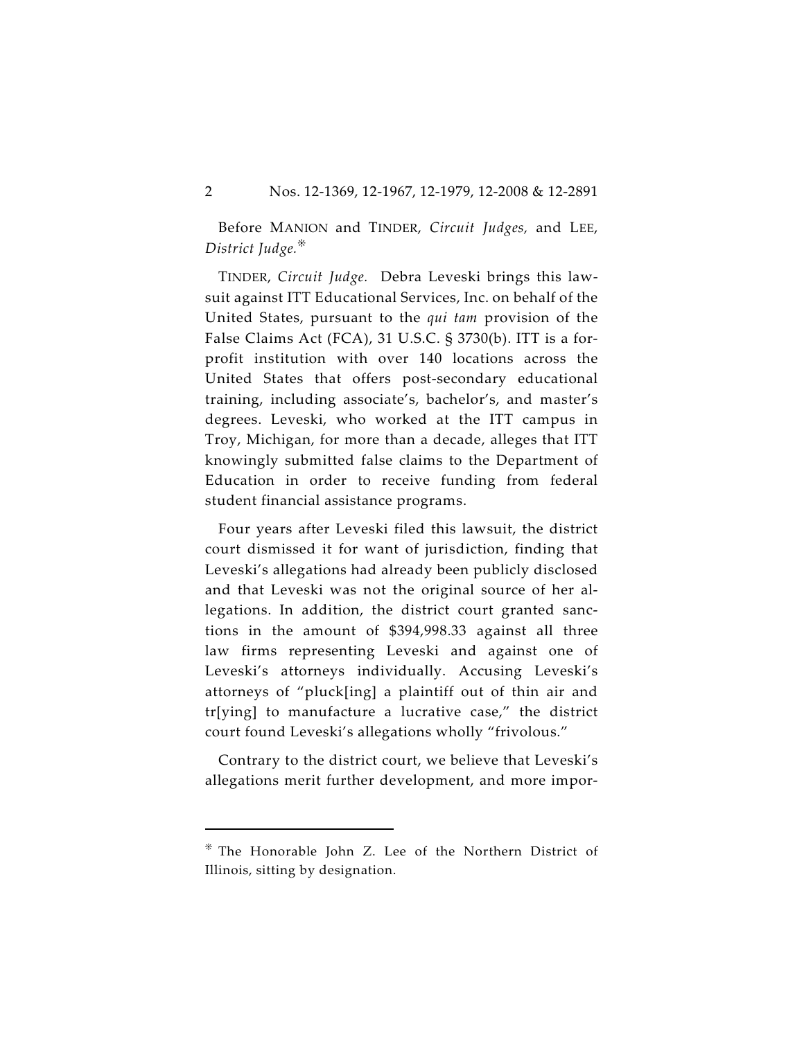Before MANION and TINDER, *Circuit Judges,* and LEE, *District Judge.*[*]

TINDER, *Circuit Judge.* Debra Leveski brings this lawsuit against ITT Educational Services, Inc. on behalf of the United States, pursuant to the *qui tam* provision of the False Claims Act (FCA), 31 U.S.C. § 3730(b). ITT is a for-profit institution with over 140 locations across the United States that offers post-secondary educational training, including associate's, bachelor's, and master's degrees. Leveski, who worked at the ITT campus in Troy, Michigan, for more than a decade, alleges that ITT knowingly submitted false claims to the Department of Education in order to receive funding from federal student financial assistance programs.

Four years after Leveski filed this lawsuit, the district court dismissed it for want of jurisdiction, finding that Leveski's allegations had already been publicly disclosed and that Leveski was not the original source of her allegations. In addition, the district court granted sanctions in the amount of $394,998.33 against all three law firms representing Leveski and against one of Leveski's attorneys individually. Accusing Leveski's attorneys of "pluck[ing] a plaintiff out of thin air and tr[ying] to manufacture a lucrative case," the district court found Leveski's allegations wholly "frivolous."

Contrary to the district court, we believe that Leveski's allegations merit further development, and more impor-

---

[*] The Honorable John Z. Lee of the Northern District of Illinois, sitting by designation.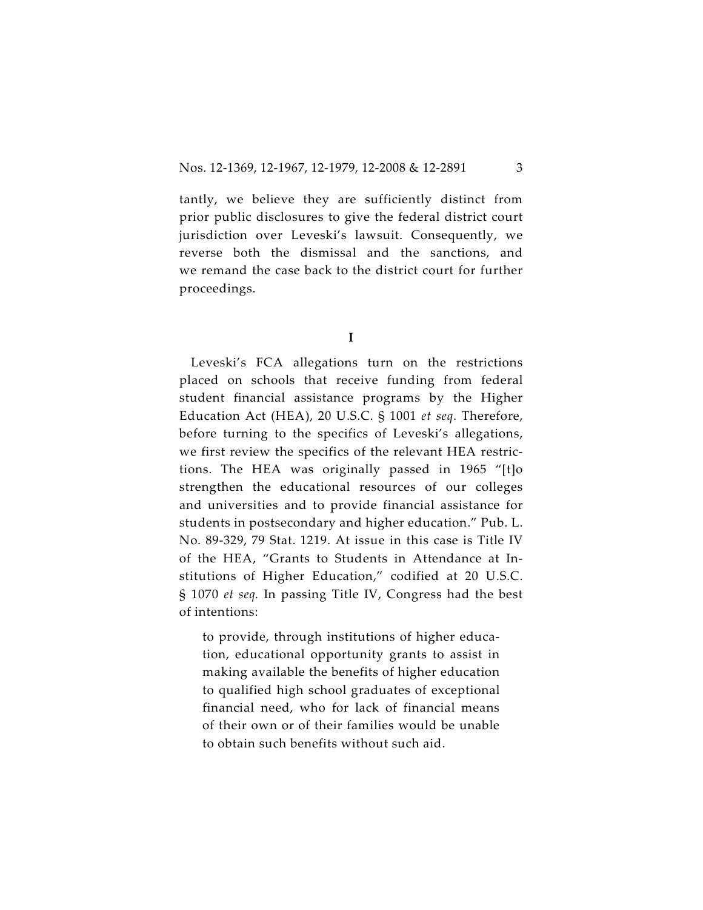tantly, we believe they are sufficiently distinct from prior public disclosures to give the federal district court jurisdiction over Leveski's lawsuit. Consequently, we reverse both the dismissal and the sanctions, and we remand the case back to the district court for further proceedings.

## I

Leveski's FCA allegations turn on the restrictions placed on schools that receive funding from federal student financial assistance programs by the Higher Education Act (HEA), 20 U.S.C. § 1001 *et seq.* Therefore, before turning to the specifics of Leveski's allegations, we first review the specifics of the relevant HEA restrictions. The HEA was originally passed in 1965 "[t]o strengthen the educational resources of our colleges and universities and to provide financial assistance for students in postsecondary and higher education." Pub. L. No. 89-329, 79 Stat. 1219. At issue in this case is Title IV of the HEA, "Grants to Students in Attendance at Institutions of Higher Education," codified at 20 U.S.C. § 1070 *et seq.* In passing Title IV, Congress had the best of intentions:

> to provide, through institutions of higher education, educational opportunity grants to assist in making available the benefits of higher education to qualified high school graduates of exceptional financial need, who for lack of financial means of their own or of their families would be unable to obtain such benefits without such aid.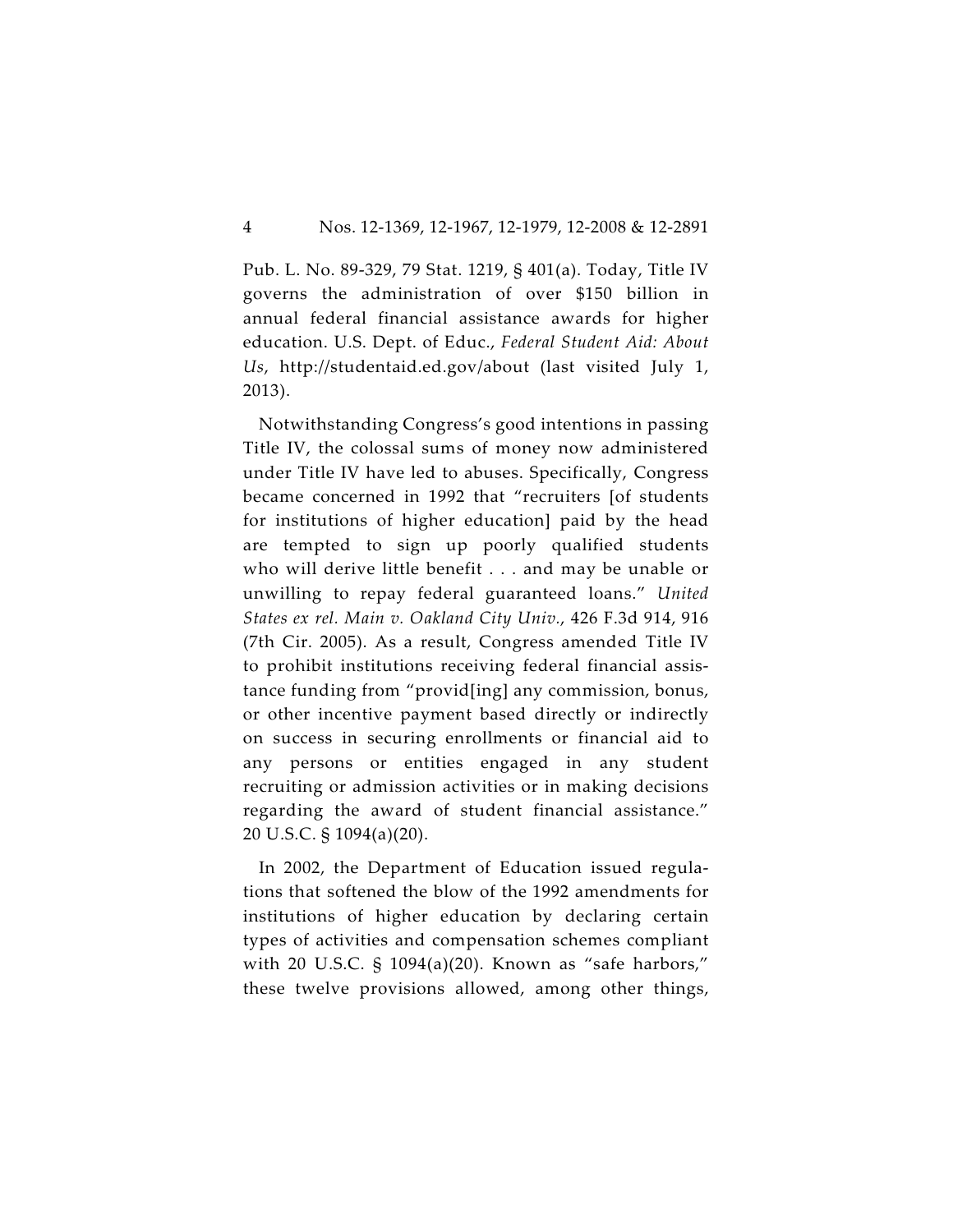Pub. L. No. 89-329, 79 Stat. 1219, § 401(a). Today, Title IV governs the administration of over $150 billion in annual federal financial assistance awards for higher education. U.S. Dept. of Educ., *Federal Student Aid: About Us*, http://studentaid.ed.gov/about (last visited July 1, 2013).

Notwithstanding Congress's good intentions in passing Title IV, the colossal sums of money now administered under Title IV have led to abuses. Specifically, Congress became concerned in 1992 that "recruiters [of students for institutions of higher education] paid by the head are tempted to sign up poorly qualified students who will derive little benefit . . . and may be unable or unwilling to repay federal guaranteed loans." *United States ex rel. Main v. Oakland City Univ.*, 426 F.3d 914, 916 (7th Cir. 2005). As a result, Congress amended Title IV to prohibit institutions receiving federal financial assistance funding from "provid[ing] any commission, bonus, or other incentive payment based directly or indirectly on success in securing enrollments or financial aid to any persons or entities engaged in any student recruiting or admission activities or in making decisions regarding the award of student financial assistance." 20 U.S.C. § 1094(a)(20).

In 2002, the Department of Education issued regulations that softened the blow of the 1992 amendments for institutions of higher education by declaring certain types of activities and compensation schemes compliant with 20 U.S.C. § 1094(a)(20). Known as "safe harbors," these twelve provisions allowed, among other things,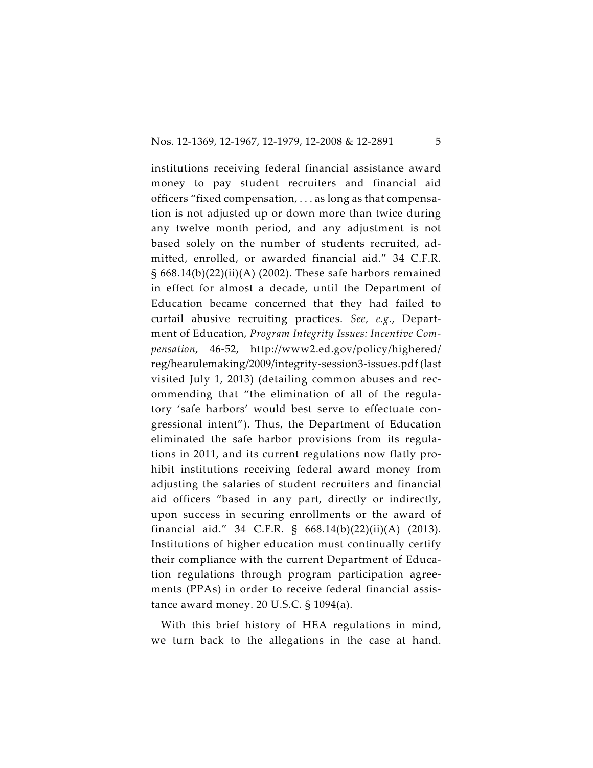institutions receiving federal financial assistance award money to pay student recruiters and financial aid officers "fixed compensation, . . . as long as that compensation is not adjusted up or down more than twice during any twelve month period, and any adjustment is not based solely on the number of students recruited, admitted, enrolled, or awarded financial aid." 34 C.F.R. § 668.14(b)(22)(ii)(A) (2002). These safe harbors remained in effect for almost a decade, until the Department of Education became concerned that they had failed to curtail abusive recruiting practices. *See, e.g.*, Department of Education, *Program Integrity Issues: Incentive Compensation*, 46-52, http://www2.ed.gov/policy/highered/reg/hearulemaking/2009/integrity-session3-issues.pdf (last visited July 1, 2013) (detailing common abuses and recommending that "the elimination of all of the regulatory 'safe harbors' would best serve to effectuate congressional intent"). Thus, the Department of Education eliminated the safe harbor provisions from its regulations in 2011, and its current regulations now flatly prohibit institutions receiving federal award money from adjusting the salaries of student recruiters and financial aid officers "based in any part, directly or indirectly, upon success in securing enrollments or the award of financial aid." 34 C.F.R. § 668.14(b)(22)(ii)(A) (2013). Institutions of higher education must continually certify their compliance with the current Department of Education regulations through program participation agreements (PPAs) in order to receive federal financial assistance award money. 20 U.S.C. § 1094(a).

With this brief history of HEA regulations in mind, we turn back to the allegations in the case at hand.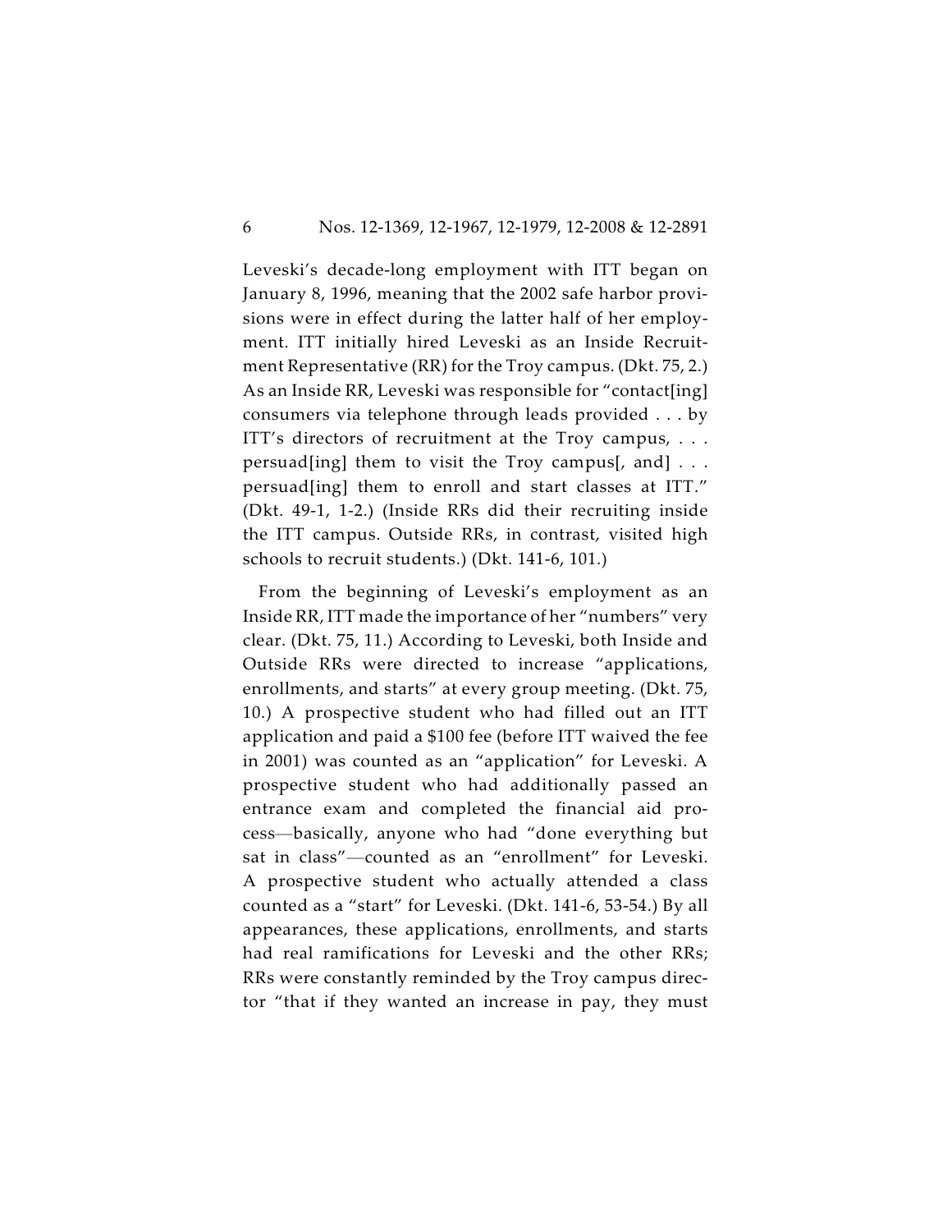Leveski's decade-long employment with ITT began on January 8, 1996, meaning that the 2002 safe harbor provisions were in effect during the latter half of her employment. ITT initially hired Leveski as an Inside Recruitment Representative (RR) for the Troy campus. (Dkt. 75, 2.) As an Inside RR, Leveski was responsible for "contact[ing] consumers via telephone through leads provided . . . by ITT's directors of recruitment at the Troy campus, . . . persuad[ing] them to visit the Troy campus[, and] . . . persuad[ing] them to enroll and start classes at ITT." (Dkt. 49-1, 1-2.) (Inside RRs did their recruiting inside the ITT campus. Outside RRs, in contrast, visited high schools to recruit students.) (Dkt. 141-6, 101.)

From the beginning of Leveski's employment as an Inside RR, ITT made the importance of her "numbers" very clear. (Dkt. 75, 11.) According to Leveski, both Inside and Outside RRs were directed to increase "applications, enrollments, and starts" at every group meeting. (Dkt. 75, 10.) A prospective student who had filled out an ITT application and paid a $100 fee (before ITT waived the fee in 2001) was counted as an "application" for Leveski. A prospective student who had additionally passed an entrance exam and completed the financial aid process—basically, anyone who had "done everything but sat in class"—counted as an "enrollment" for Leveski. A prospective student who actually attended a class counted as a "start" for Leveski. (Dkt. 141-6, 53-54.) By all appearances, these applications, enrollments, and starts had real ramifications for Leveski and the other RRs; RRs were constantly reminded by the Troy campus director "that if they wanted an increase in pay, they must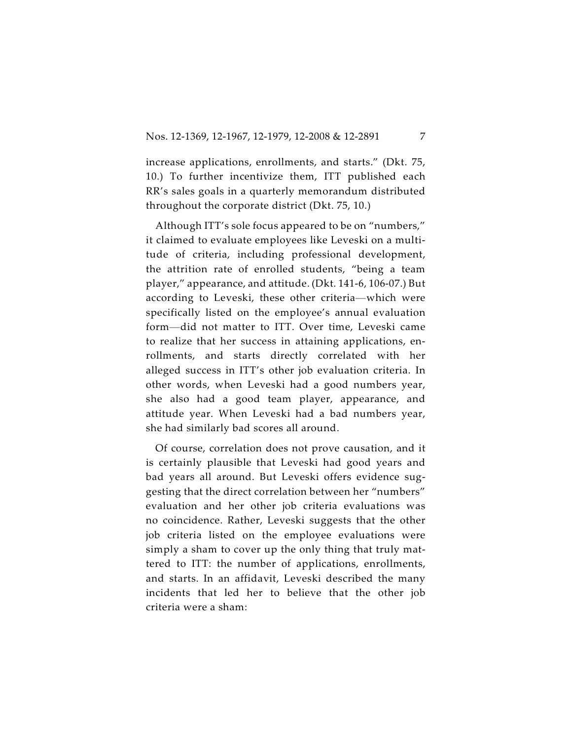increase applications, enrollments, and starts." (Dkt. 75, 10.) To further incentivize them, ITT published each RR's sales goals in a quarterly memorandum distributed throughout the corporate district (Dkt. 75, 10.)

Although ITT's sole focus appeared to be on "numbers," it claimed to evaluate employees like Leveski on a multitude of criteria, including professional development, the attrition rate of enrolled students, "being a team player," appearance, and attitude. (Dkt. 141-6, 106-07.) But according to Leveski, these other criteria—which were specifically listed on the employee's annual evaluation form—did not matter to ITT. Over time, Leveski came to realize that her success in attaining applications, enrollments, and starts directly correlated with her alleged success in ITT's other job evaluation criteria. In other words, when Leveski had a good numbers year, she also had a good team player, appearance, and attitude year. When Leveski had a bad numbers year, she had similarly bad scores all around.

Of course, correlation does not prove causation, and it is certainly plausible that Leveski had good years and bad years all around. But Leveski offers evidence suggesting that the direct correlation between her "numbers" evaluation and her other job criteria evaluations was no coincidence. Rather, Leveski suggests that the other job criteria listed on the employee evaluations were simply a sham to cover up the only thing that truly mattered to ITT: the number of applications, enrollments, and starts. In an affidavit, Leveski described the many incidents that led her to believe that the other job criteria were a sham: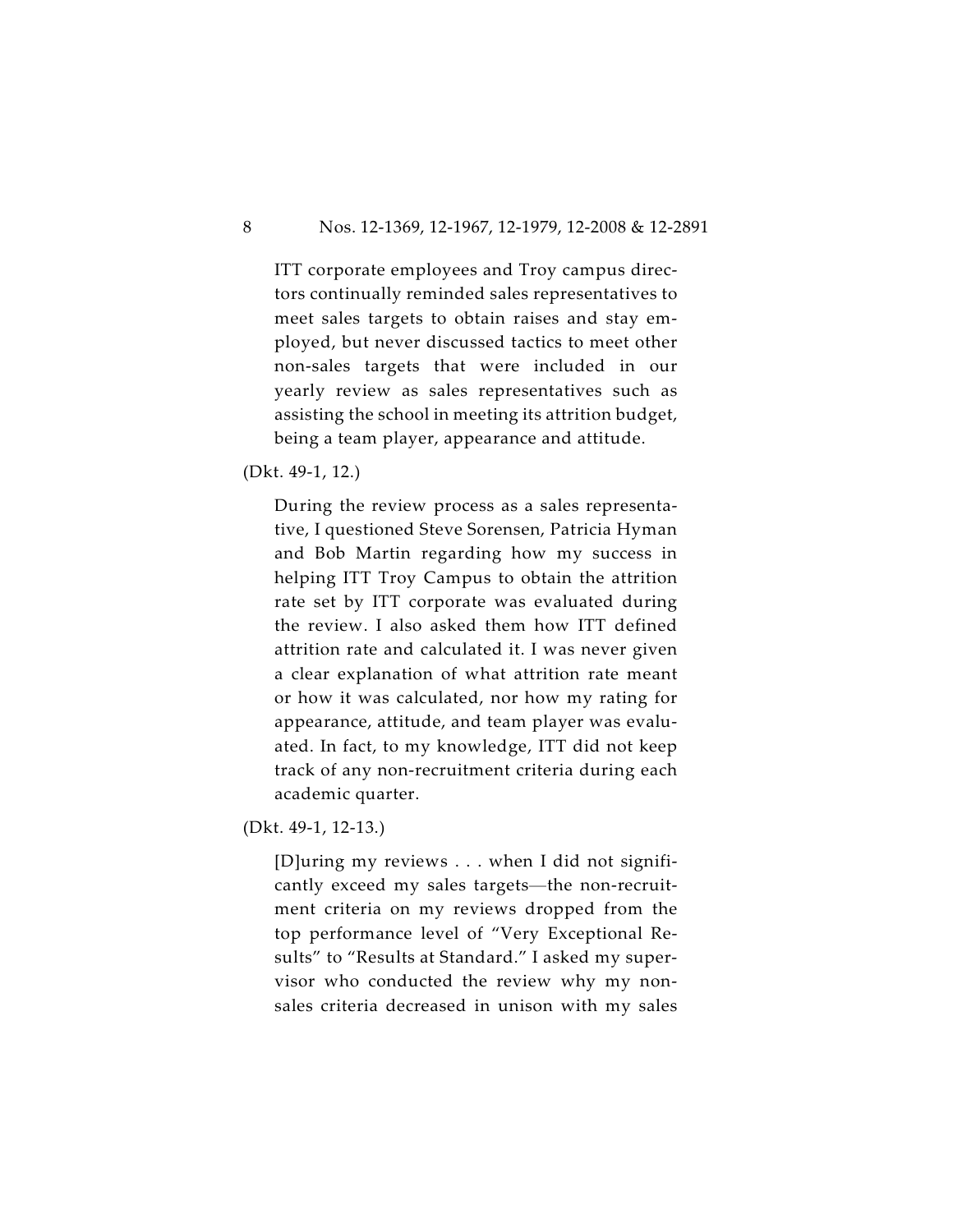> ITT corporate employees and Troy campus directors continually reminded sales representatives to meet sales targets to obtain raises and stay employed, but never discussed tactics to meet other non-sales targets that were included in our yearly review as sales representatives such as assisting the school in meeting its attrition budget, being a team player, appearance and attitude.

(Dkt. 49-1, 12.)

> During the review process as a sales representative, I questioned Steve Sorensen, Patricia Hyman and Bob Martin regarding how my success in helping ITT Troy Campus to obtain the attrition rate set by ITT corporate was evaluated during the review. I also asked them how ITT defined attrition rate and calculated it. I was never given a clear explanation of what attrition rate meant or how it was calculated, nor how my rating for appearance, attitude, and team player was evaluated. In fact, to my knowledge, ITT did not keep track of any non-recruitment criteria during each academic quarter.

(Dkt. 49-1, 12-13.)

> [D]uring my reviews . . . when I did not significantly exceed my sales targets—the non-recruitment criteria on my reviews dropped from the top performance level of "Very Exceptional Results" to "Results at Standard." I asked my supervisor who conducted the review why my non-sales criteria decreased in unison with my sales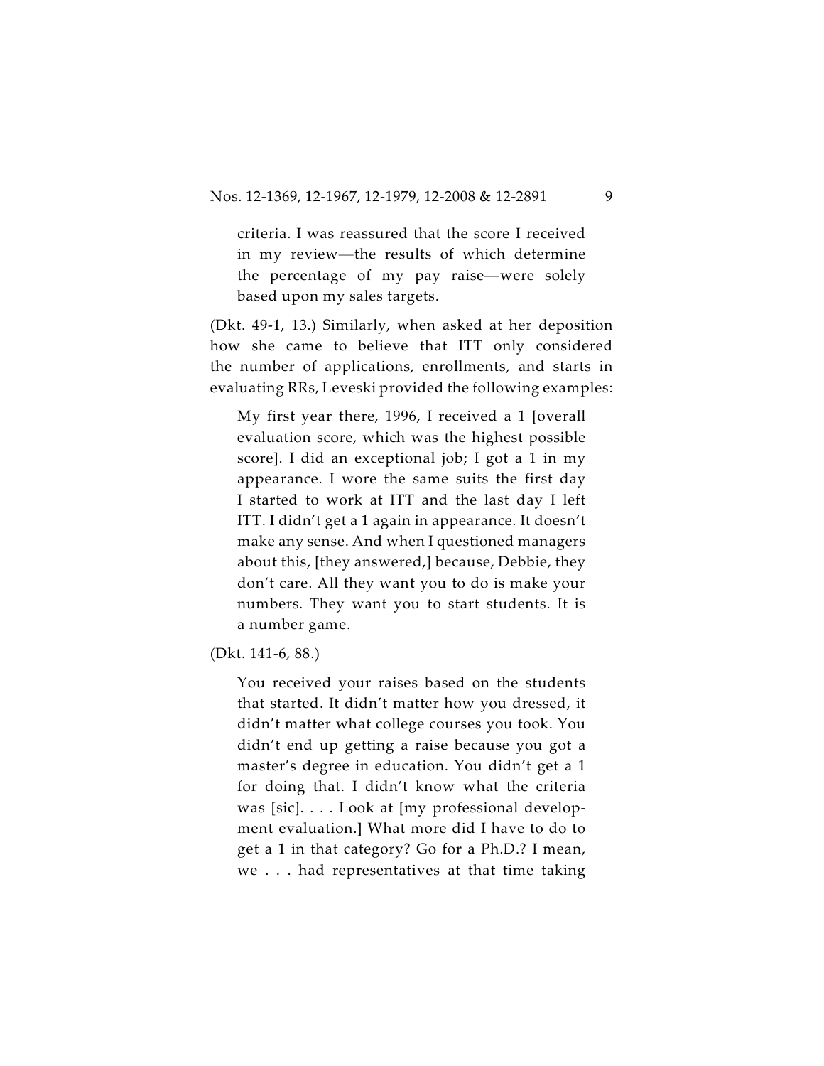> criteria. I was reassured that the score I received in my review—the results of which determine the percentage of my pay raise—were solely based upon my sales targets.

(Dkt. 49-1, 13.) Similarly, when asked at her deposition how she came to believe that ITT only considered the number of applications, enrollments, and starts in evaluating RRs, Leveski provided the following examples:

> My first year there, 1996, I received a 1 [overall evaluation score, which was the highest possible score]. I did an exceptional job; I got a 1 in my appearance. I wore the same suits the first day I started to work at ITT and the last day I left ITT. I didn't get a 1 again in appearance. It doesn't make any sense. And when I questioned managers about this, [they answered,] because, Debbie, they don't care. All they want you to do is make your numbers. They want you to start students. It is a number game.

(Dkt. 141-6, 88.)

> You received your raises based on the students that started. It didn't matter how you dressed, it didn't matter what college courses you took. You didn't end up getting a raise because you got a master's degree in education. You didn't get a 1 for doing that. I didn't know what the criteria was [sic]. . . . Look at [my professional development evaluation.] What more did I have to do to get a 1 in that category? Go for a Ph.D.? I mean, we . . . had representatives at that time taking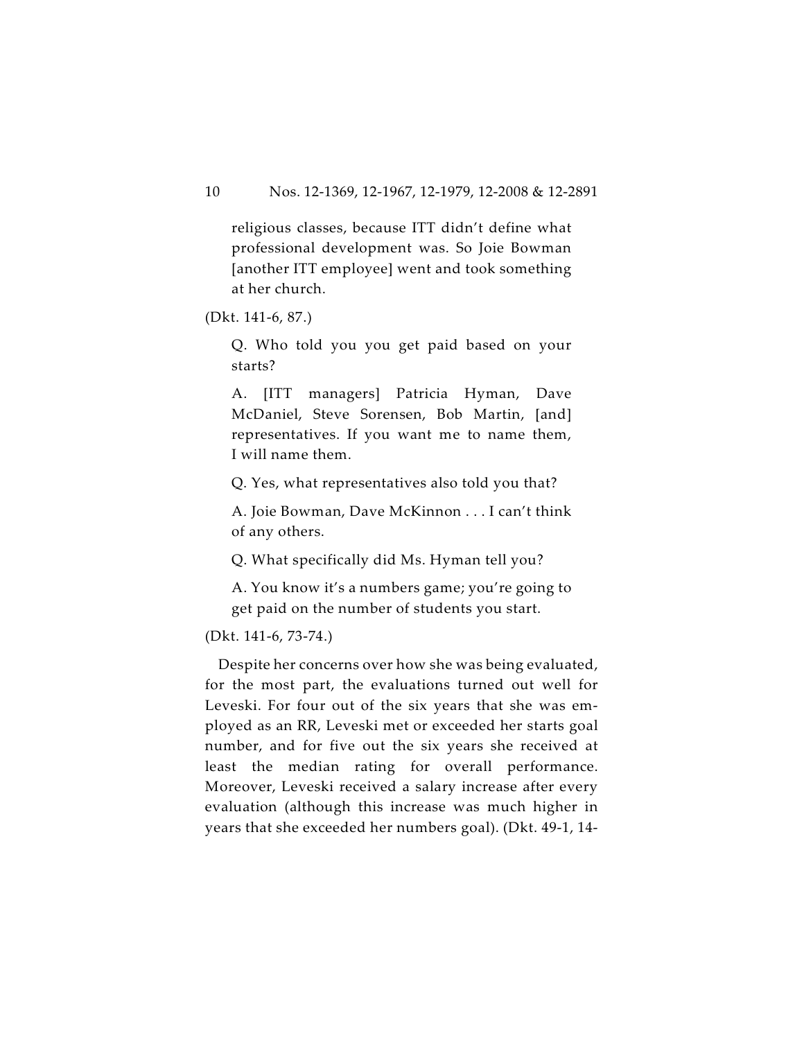> religious classes, because ITT didn't define what professional development was. So Joie Bowman [another ITT employee] went and took something at her church.

(Dkt. 141-6, 87.)

> Q. Who told you you get paid based on your starts?
>
> A. [ITT managers] Patricia Hyman, Dave McDaniel, Steve Sorensen, Bob Martin, [and] representatives. If you want me to name them, I will name them.
>
> Q. Yes, what representatives also told you that?
>
> A. Joie Bowman, Dave McKinnon . . . I can't think of any others.
>
> Q. What specifically did Ms. Hyman tell you?
>
> A. You know it's a numbers game; you're going to get paid on the number of students you start.

(Dkt. 141-6, 73-74.)

Despite her concerns over how she was being evaluated, for the most part, the evaluations turned out well for Leveski. For four out of the six years that she was employed as an RR, Leveski met or exceeded her starts goal number, and for five out the six years she received at least the median rating for overall performance. Moreover, Leveski received a salary increase after every evaluation (although this increase was much higher in years that she exceeded her numbers goal). (Dkt. 49-1, 14-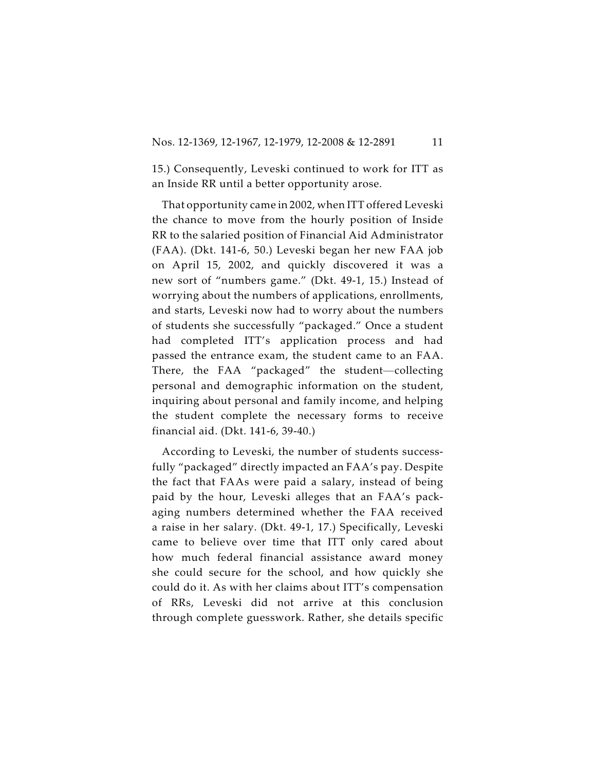15.) Consequently, Leveski continued to work for ITT as an Inside RR until a better opportunity arose.

That opportunity came in 2002, when ITT offered Leveski the chance to move from the hourly position of Inside RR to the salaried position of Financial Aid Administrator (FAA). (Dkt. 141-6, 50.) Leveski began her new FAA job on April 15, 2002, and quickly discovered it was a new sort of "numbers game." (Dkt. 49-1, 15.) Instead of worrying about the numbers of applications, enrollments, and starts, Leveski now had to worry about the numbers of students she successfully "packaged." Once a student had completed ITT's application process and had passed the entrance exam, the student came to an FAA. There, the FAA "packaged" the student—collecting personal and demographic information on the student, inquiring about personal and family income, and helping the student complete the necessary forms to receive financial aid. (Dkt. 141-6, 39-40.)

According to Leveski, the number of students successfully "packaged" directly impacted an FAA's pay. Despite the fact that FAAs were paid a salary, instead of being paid by the hour, Leveski alleges that an FAA's packaging numbers determined whether the FAA received a raise in her salary. (Dkt. 49-1, 17.) Specifically, Leveski came to believe over time that ITT only cared about how much federal financial assistance award money she could secure for the school, and how quickly she could do it. As with her claims about ITT's compensation of RRs, Leveski did not arrive at this conclusion through complete guesswork. Rather, she details specific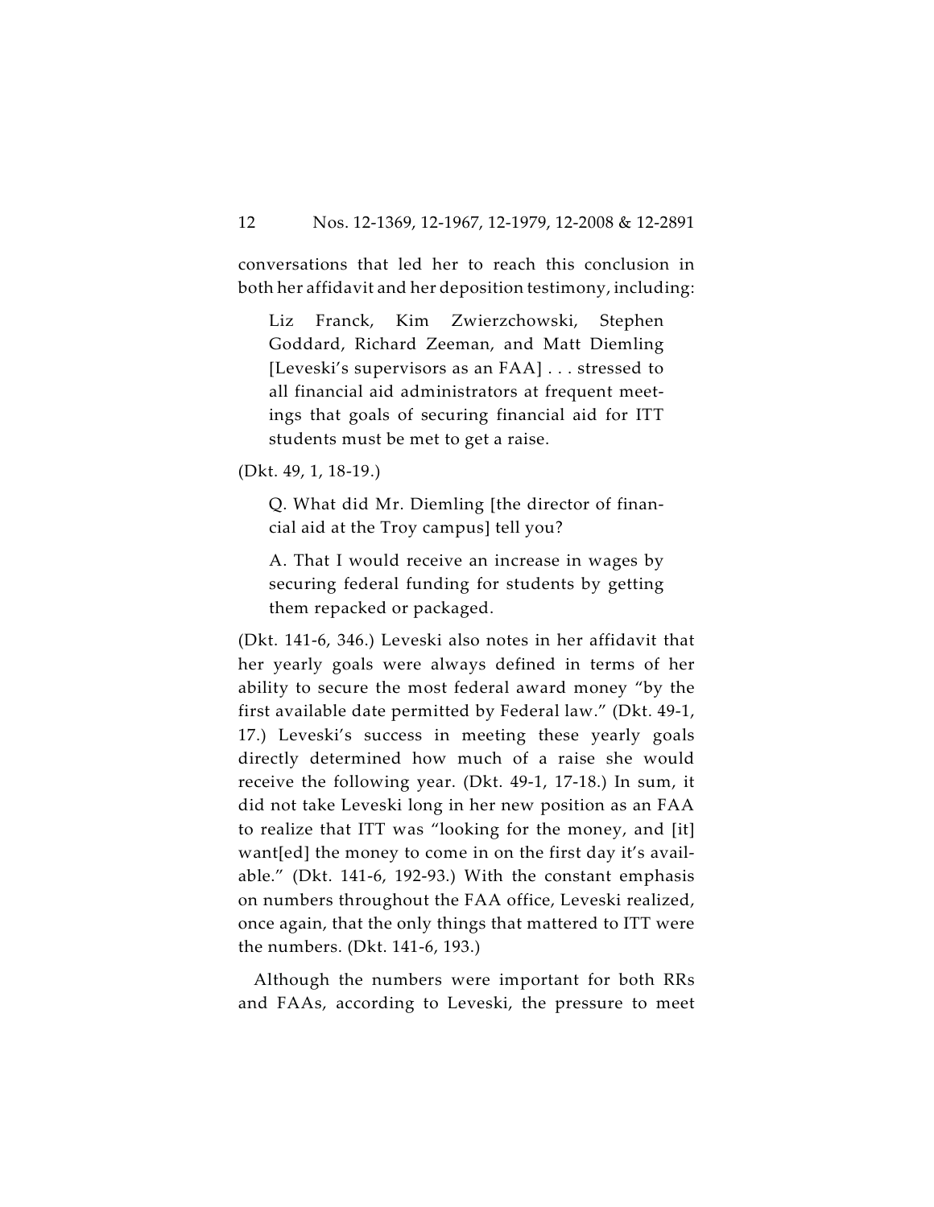conversations that led her to reach this conclusion in both her affidavit and her deposition testimony, including:

> Liz Franck, Kim Zwierzchowski, Stephen Goddard, Richard Zeeman, and Matt Diemling [Leveski's supervisors as an FAA] . . . stressed to all financial aid administrators at frequent meetings that goals of securing financial aid for ITT students must be met to get a raise.

(Dkt. 49, 1, 18-19.)

> Q. What did Mr. Diemling [the director of financial aid at the Troy campus] tell you?
>
> A. That I would receive an increase in wages by securing federal funding for students by getting them repacked or packaged.

(Dkt. 141-6, 346.) Leveski also notes in her affidavit that her yearly goals were always defined in terms of her ability to secure the most federal award money "by the first available date permitted by Federal law." (Dkt. 49-1, 17.) Leveski's success in meeting these yearly goals directly determined how much of a raise she would receive the following year. (Dkt. 49-1, 17-18.) In sum, it did not take Leveski long in her new position as an FAA to realize that ITT was "looking for the money, and [it] want[ed] the money to come in on the first day it's available." (Dkt. 141-6, 192-93.) With the constant emphasis on numbers throughout the FAA office, Leveski realized, once again, that the only things that mattered to ITT were the numbers. (Dkt. 141-6, 193.)

Although the numbers were important for both RRs and FAAs, according to Leveski, the pressure to meet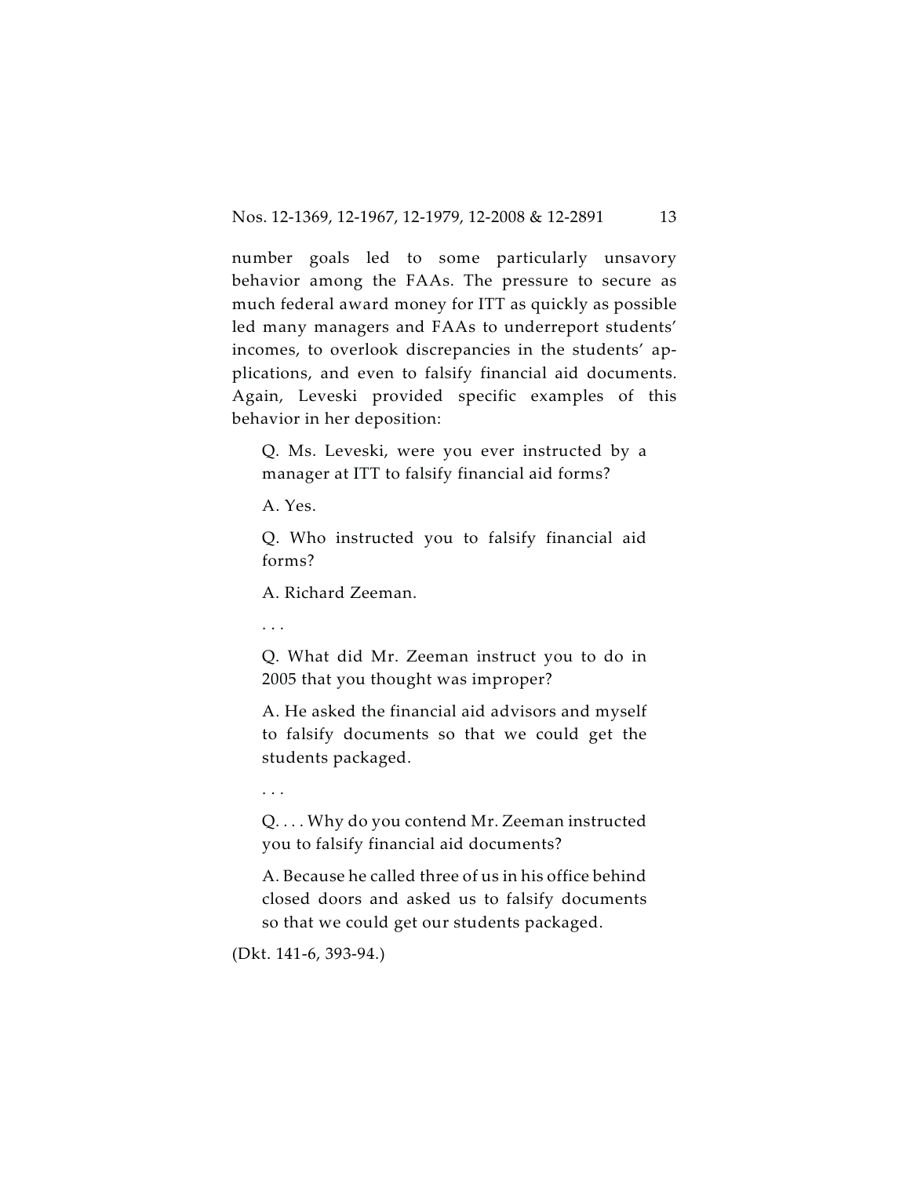number goals led to some particularly unsavory behavior among the FAAs. The pressure to secure as much federal award money for ITT as quickly as possible led many managers and FAAs to underreport students' incomes, to overlook discrepancies in the students' applications, and even to falsify financial aid documents. Again, Leveski provided specific examples of this behavior in her deposition:

> Q. Ms. Leveski, were you ever instructed by a manager at ITT to falsify financial aid forms?
>
> A. Yes.
>
> Q. Who instructed you to falsify financial aid forms?
>
> A. Richard Zeeman.
>
> . . .
>
> Q. What did Mr. Zeeman instruct you to do in 2005 that you thought was improper?
>
> A. He asked the financial aid advisors and myself to falsify documents so that we could get the students packaged.
>
> . . .
>
> Q. . . . Why do you contend Mr. Zeeman instructed you to falsify financial aid documents?
>
> A. Because he called three of us in his office behind closed doors and asked us to falsify documents so that we could get our students packaged.

(Dkt. 141-6, 393-94.)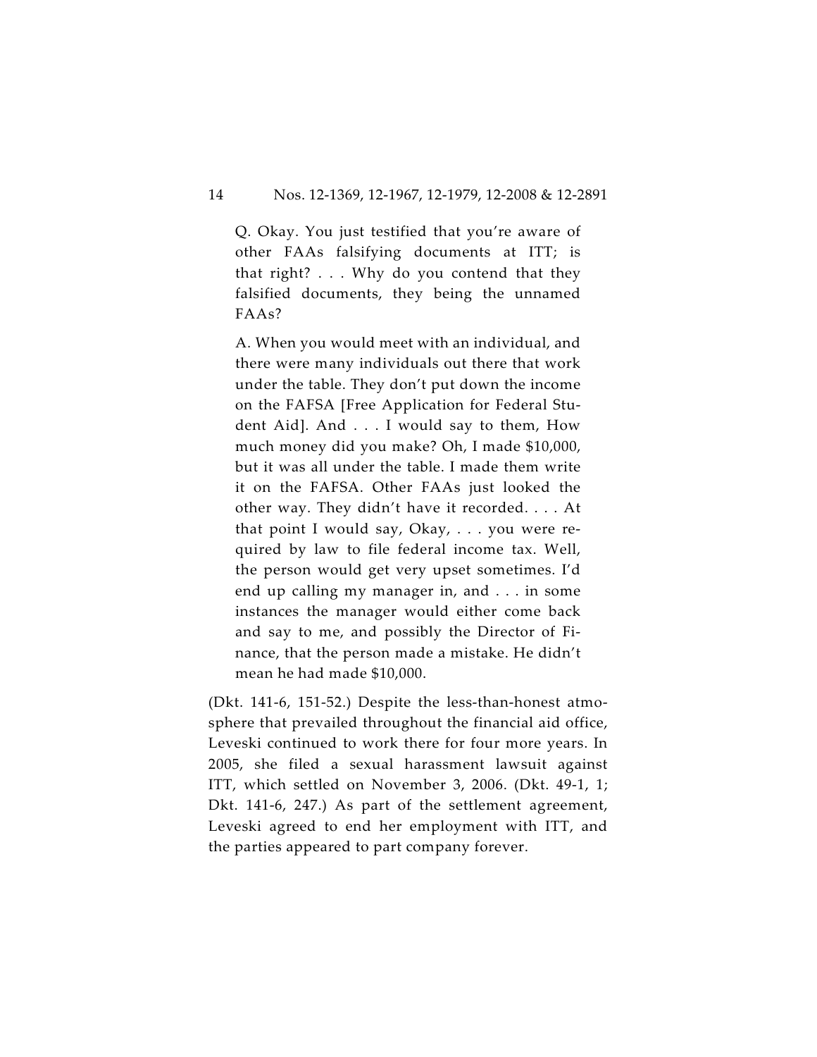> Q. Okay. You just testified that you're aware of other FAAs falsifying documents at ITT; is that right? . . . Why do you contend that they falsified documents, they being the unnamed FAAs?
>
> A. When you would meet with an individual, and there were many individuals out there that work under the table. They don't put down the income on the FAFSA [Free Application for Federal Student Aid]. And . . . I would say to them, How much money did you make? Oh, I made $10,000, but it was all under the table. I made them write it on the FAFSA. Other FAAs just looked the other way. They didn't have it recorded. . . . At that point I would say, Okay, . . . you were required by law to file federal income tax. Well, the person would get very upset sometimes. I'd end up calling my manager in, and . . . in some instances the manager would either come back and say to me, and possibly the Director of Finance, that the person made a mistake. He didn't mean he had made $10,000.

(Dkt. 141-6, 151-52.) Despite the less-than-honest atmosphere that prevailed throughout the financial aid office, Leveski continued to work there for four more years. In 2005, she filed a sexual harassment lawsuit against ITT, which settled on November 3, 2006. (Dkt. 49-1, 1; Dkt. 141-6, 247.) As part of the settlement agreement, Leveski agreed to end her employment with ITT, and the parties appeared to part company forever.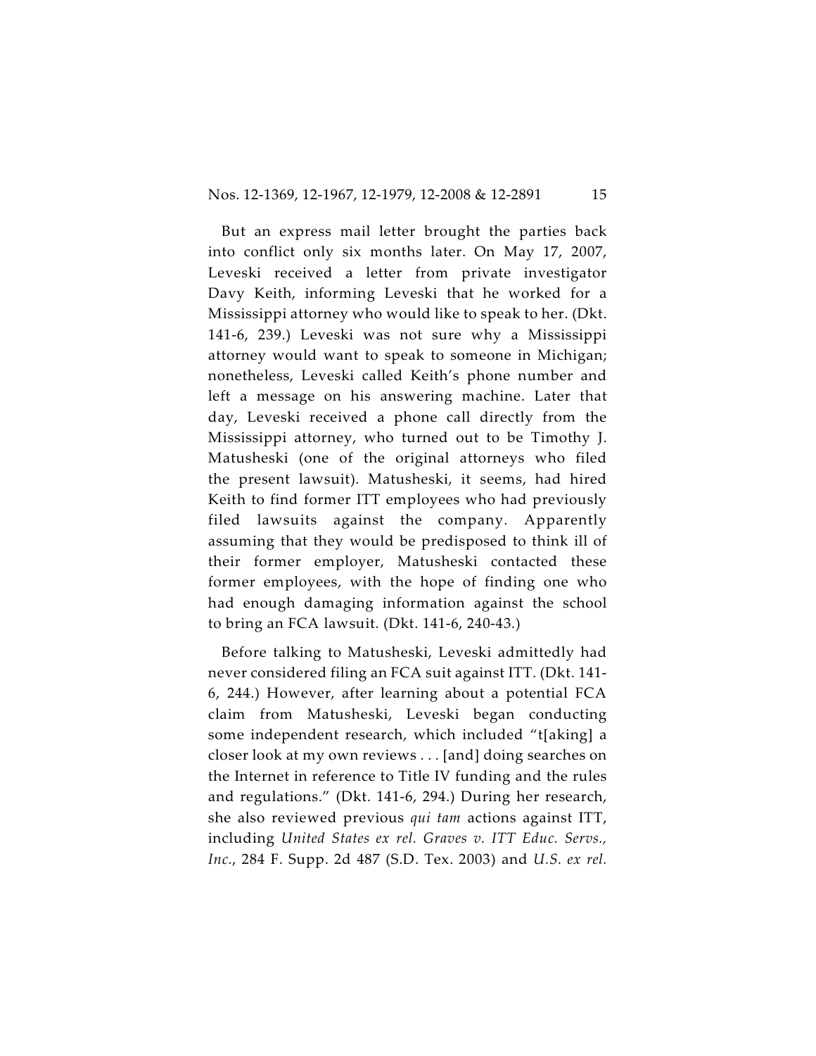But an express mail letter brought the parties back into conflict only six months later. On May 17, 2007, Leveski received a letter from private investigator Davy Keith, informing Leveski that he worked for a Mississippi attorney who would like to speak to her. (Dkt. 141-6, 239.) Leveski was not sure why a Mississippi attorney would want to speak to someone in Michigan; nonetheless, Leveski called Keith's phone number and left a message on his answering machine. Later that day, Leveski received a phone call directly from the Mississippi attorney, who turned out to be Timothy J. Matusheski (one of the original attorneys who filed the present lawsuit). Matusheski, it seems, had hired Keith to find former ITT employees who had previously filed lawsuits against the company. Apparently assuming that they would be predisposed to think ill of their former employer, Matusheski contacted these former employees, with the hope of finding one who had enough damaging information against the school to bring an FCA lawsuit. (Dkt. 141-6, 240-43.)

Before talking to Matusheski, Leveski admittedly had never considered filing an FCA suit against ITT. (Dkt. 141-6, 244.) However, after learning about a potential FCA claim from Matusheski, Leveski began conducting some independent research, which included "t[aking] a closer look at my own reviews . . . [and] doing searches on the Internet in reference to Title IV funding and the rules and regulations." (Dkt. 141-6, 294.) During her research, she also reviewed previous *qui tam* actions against ITT, including *United States ex rel. Graves v. ITT Educ. Servs., Inc.*, 284 F. Supp. 2d 487 (S.D. Tex. 2003) and *U.S. ex rel.*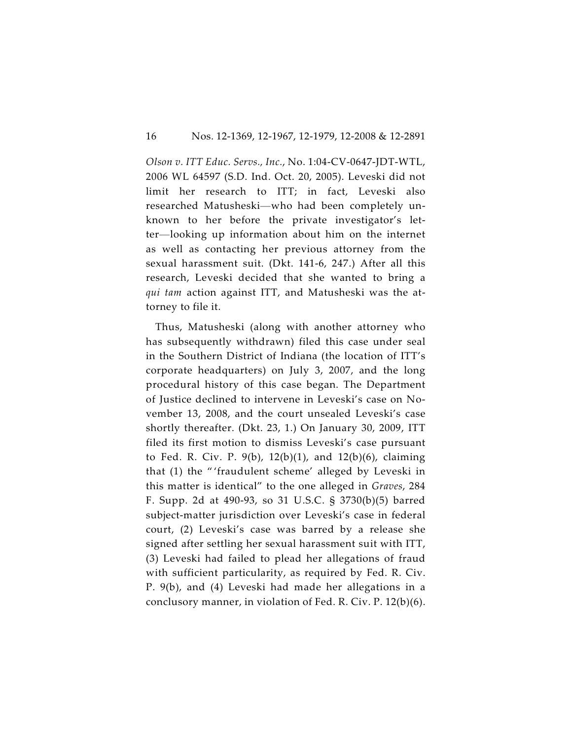*Olson v. ITT Educ. Servs., Inc.*, No. 1:04-CV-0647-JDT-WTL, 2006 WL 64597 (S.D. Ind. Oct. 20, 2005). Leveski did not limit her research to ITT; in fact, Leveski also researched Matusheski—who had been completely unknown to her before the private investigator's letter—looking up information about him on the internet as well as contacting her previous attorney from the sexual harassment suit. (Dkt. 141-6, 247.) After all this research, Leveski decided that she wanted to bring a *qui tam* action against ITT, and Matusheski was the attorney to file it.

Thus, Matusheski (along with another attorney who has subsequently withdrawn) filed this case under seal in the Southern District of Indiana (the location of ITT's corporate headquarters) on July 3, 2007, and the long procedural history of this case began. The Department of Justice declined to intervene in Leveski's case on November 13, 2008, and the court unsealed Leveski's case shortly thereafter. (Dkt. 23, 1.) On January 30, 2009, ITT filed its first motion to dismiss Leveski's case pursuant to Fed. R. Civ. P. 9(b), 12(b)(1), and 12(b)(6), claiming that (1) the "'fraudulent scheme' alleged by Leveski in this matter is identical" to the one alleged in *Graves*, 284 F. Supp. 2d at 490-93, so 31 U.S.C. § 3730(b)(5) barred subject-matter jurisdiction over Leveski's case in federal court, (2) Leveski's case was barred by a release she signed after settling her sexual harassment suit with ITT, (3) Leveski had failed to plead her allegations of fraud with sufficient particularity, as required by Fed. R. Civ. P. 9(b), and (4) Leveski had made her allegations in a conclusory manner, in violation of Fed. R. Civ. P. 12(b)(6).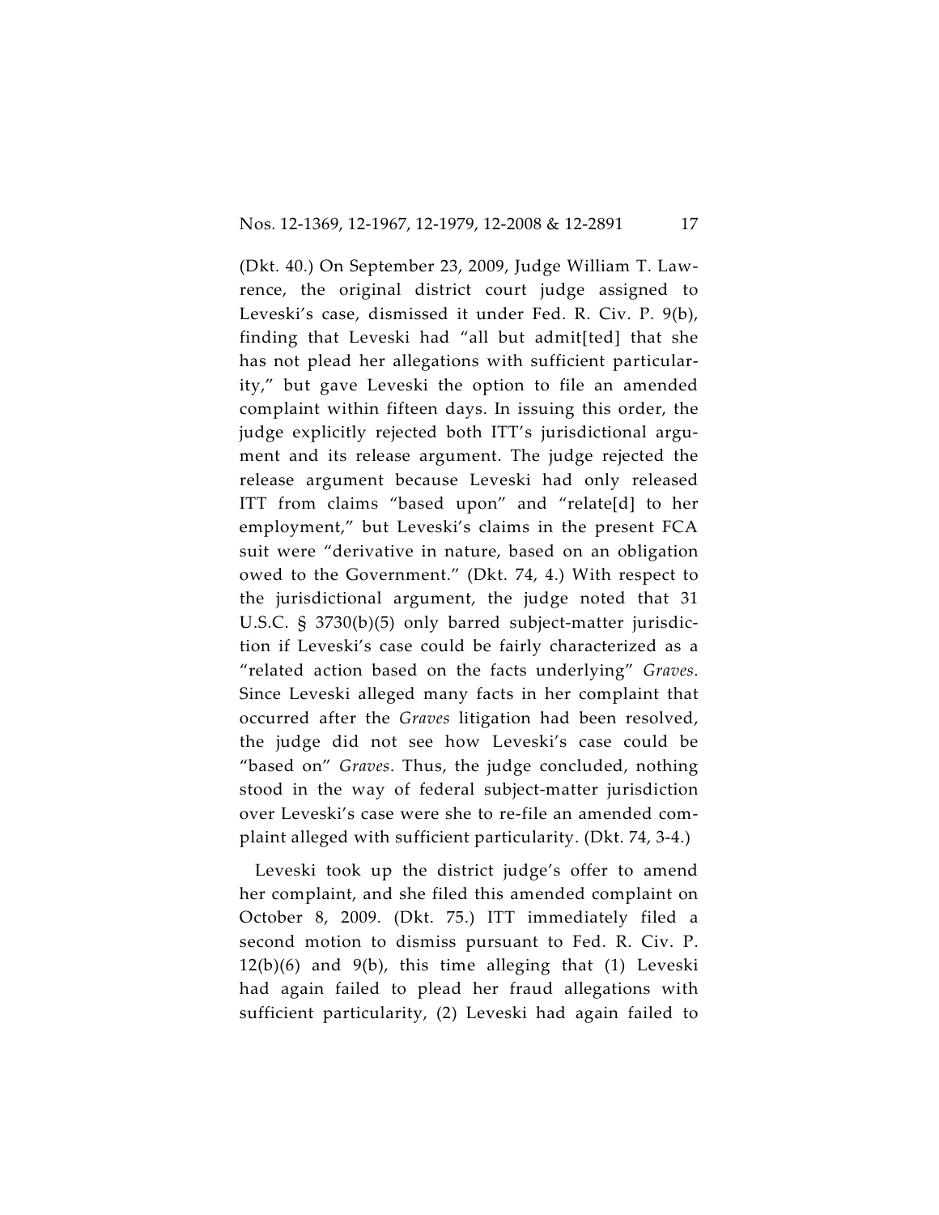(Dkt. 40.) On September 23, 2009, Judge William T. Lawrence, the original district court judge assigned to Leveski's case, dismissed it under Fed. R. Civ. P. 9(b), finding that Leveski had "all but admit[ted] that she has not plead her allegations with sufficient particularity," but gave Leveski the option to file an amended complaint within fifteen days. In issuing this order, the judge explicitly rejected both ITT's jurisdictional argument and its release argument. The judge rejected the release argument because Leveski had only released ITT from claims "based upon" and "relate[d] to her employment," but Leveski's claims in the present FCA suit were "derivative in nature, based on an obligation owed to the Government." (Dkt. 74, 4.) With respect to the jurisdictional argument, the judge noted that 31 U.S.C. § 3730(b)(5) only barred subject-matter jurisdiction if Leveski's case could be fairly characterized as a "related action based on the facts underlying" *Graves*. Since Leveski alleged many facts in her complaint that occurred after the *Graves* litigation had been resolved, the judge did not see how Leveski's case could be "based on" *Graves*. Thus, the judge concluded, nothing stood in the way of federal subject-matter jurisdiction over Leveski's case were she to re-file an amended complaint alleged with sufficient particularity. (Dkt. 74, 3-4.)

Leveski took up the district judge's offer to amend her complaint, and she filed this amended complaint on October 8, 2009. (Dkt. 75.) ITT immediately filed a second motion to dismiss pursuant to Fed. R. Civ. P. 12(b)(6) and 9(b), this time alleging that (1) Leveski had again failed to plead her fraud allegations with sufficient particularity, (2) Leveski had again failed to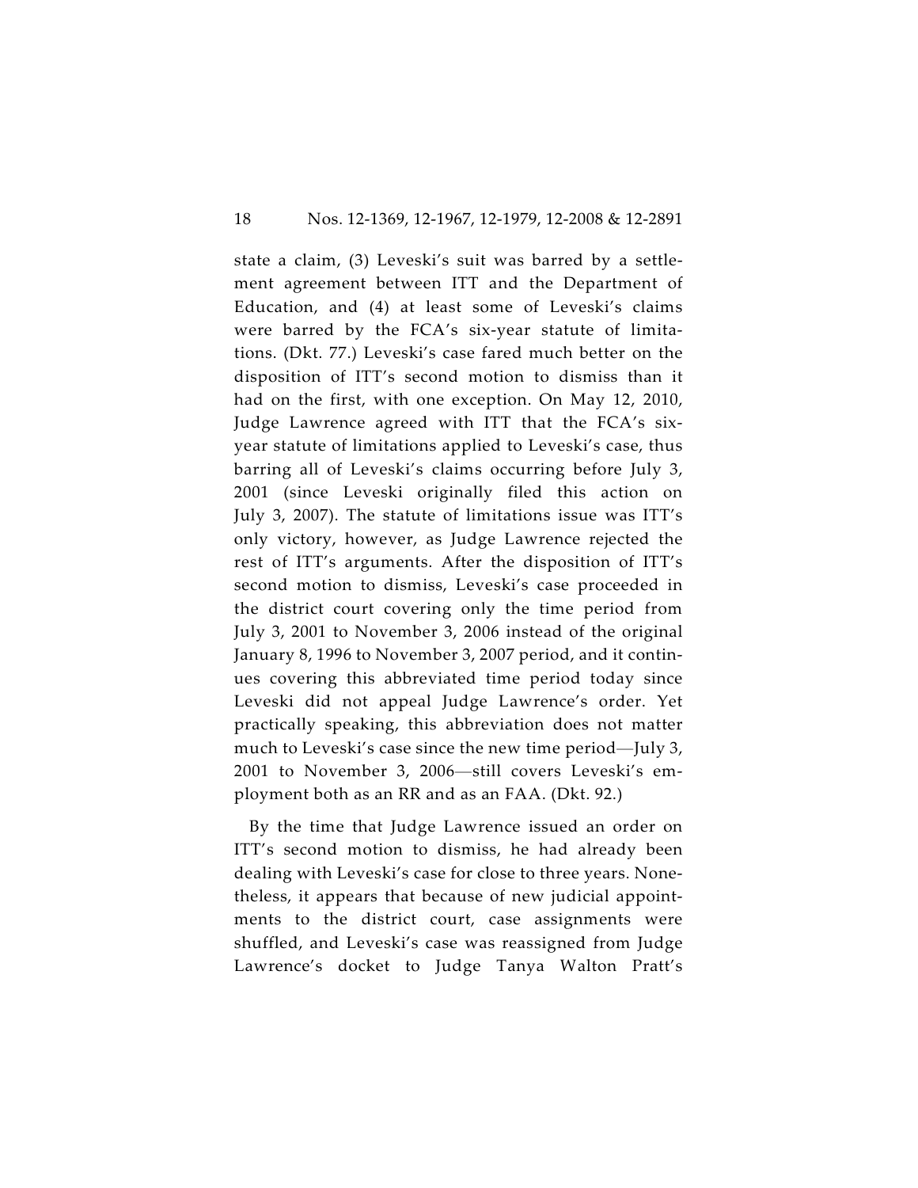state a claim, (3) Leveski's suit was barred by a settlement agreement between ITT and the Department of Education, and (4) at least some of Leveski's claims were barred by the FCA's six-year statute of limitations. (Dkt. 77.) Leveski's case fared much better on the disposition of ITT's second motion to dismiss than it had on the first, with one exception. On May 12, 2010, Judge Lawrence agreed with ITT that the FCA's six-year statute of limitations applied to Leveski's case, thus barring all of Leveski's claims occurring before July 3, 2001 (since Leveski originally filed this action on July 3, 2007). The statute of limitations issue was ITT's only victory, however, as Judge Lawrence rejected the rest of ITT's arguments. After the disposition of ITT's second motion to dismiss, Leveski's case proceeded in the district court covering only the time period from July 3, 2001 to November 3, 2006 instead of the original January 8, 1996 to November 3, 2007 period, and it continues covering this abbreviated time period today since Leveski did not appeal Judge Lawrence's order. Yet practically speaking, this abbreviation does not matter much to Leveski's case since the new time period—July 3, 2001 to November 3, 2006—still covers Leveski's employment both as an RR and as an FAA. (Dkt. 92.)

By the time that Judge Lawrence issued an order on ITT's second motion to dismiss, he had already been dealing with Leveski's case for close to three years. Nonetheless, it appears that because of new judicial appointments to the district court, case assignments were shuffled, and Leveski's case was reassigned from Judge Lawrence's docket to Judge Tanya Walton Pratt's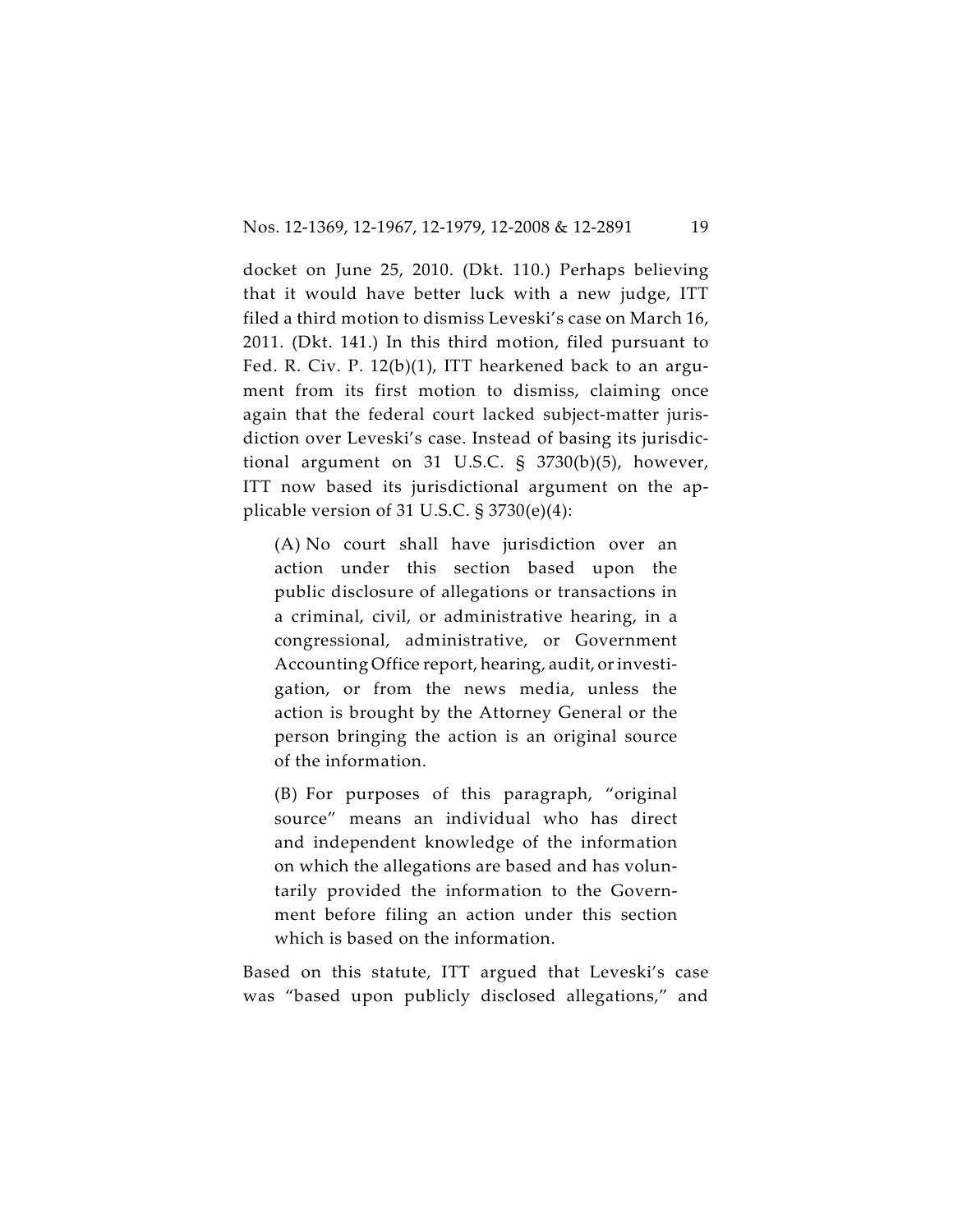docket on June 25, 2010. (Dkt. 110.) Perhaps believing that it would have better luck with a new judge, ITT filed a third motion to dismiss Leveski's case on March 16, 2011. (Dkt. 141.) In this third motion, filed pursuant to Fed. R. Civ. P. 12(b)(1), ITT hearkened back to an argument from its first motion to dismiss, claiming once again that the federal court lacked subject-matter jurisdiction over Leveski's case. Instead of basing its jurisdictional argument on 31 U.S.C. § 3730(b)(5), however, ITT now based its jurisdictional argument on the applicable version of 31 U.S.C. § 3730(e)(4):

> (A) No court shall have jurisdiction over an action under this section based upon the public disclosure of allegations or transactions in a criminal, civil, or administrative hearing, in a congressional, administrative, or Government Accounting Office report, hearing, audit, or investigation, or from the news media, unless the action is brought by the Attorney General or the person bringing the action is an original source of the information.
>
> (B) For purposes of this paragraph, "original source" means an individual who has direct and independent knowledge of the information on which the allegations are based and has voluntarily provided the information to the Government before filing an action under this section which is based on the information.

Based on this statute, ITT argued that Leveski's case was "based upon publicly disclosed allegations," and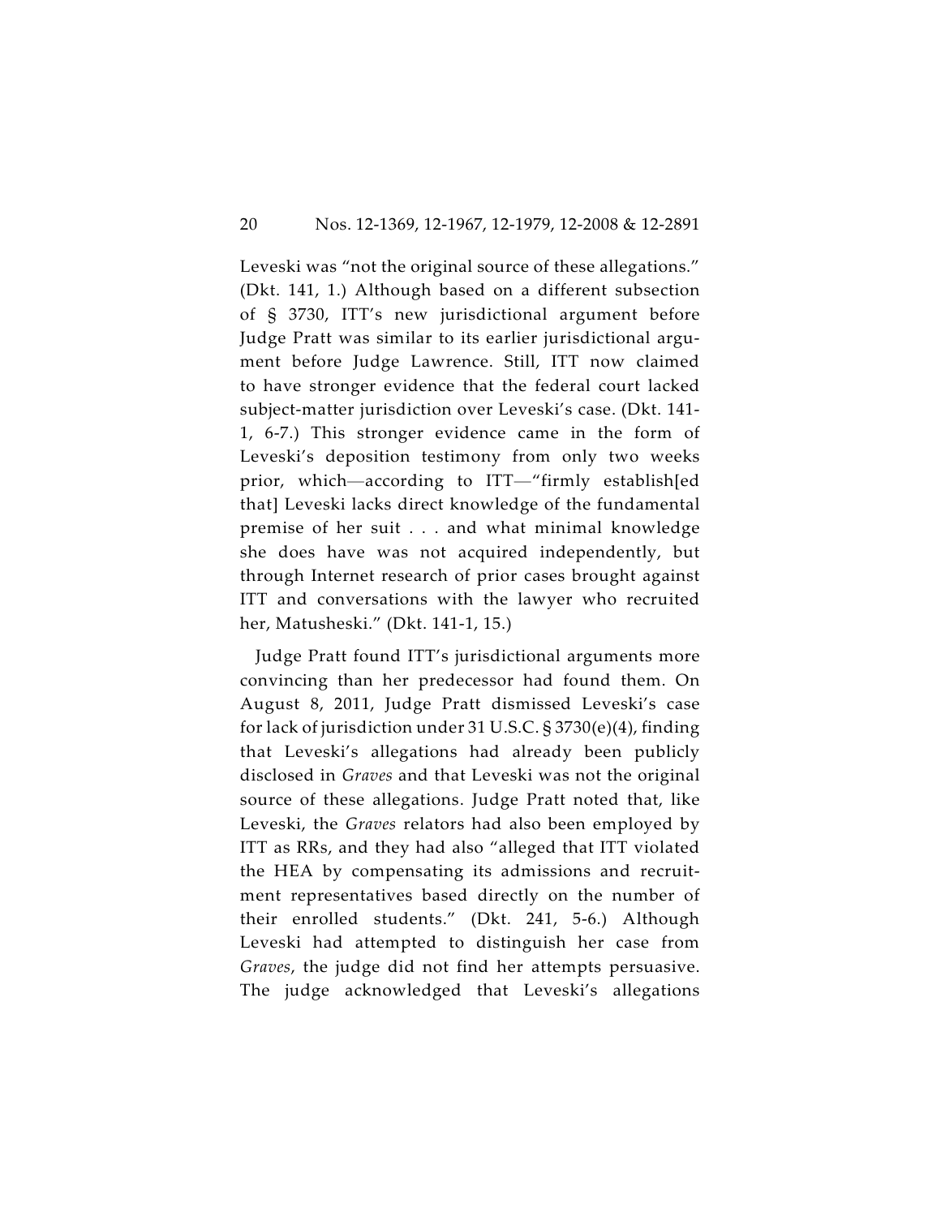Leveski was "not the original source of these allegations." (Dkt. 141, 1.) Although based on a different subsection of § 3730, ITT's new jurisdictional argument before Judge Pratt was similar to its earlier jurisdictional argument before Judge Lawrence. Still, ITT now claimed to have stronger evidence that the federal court lacked subject-matter jurisdiction over Leveski's case. (Dkt. 141-1, 6-7.) This stronger evidence came in the form of Leveski's deposition testimony from only two weeks prior, which—according to ITT—"firmly establish[ed that] Leveski lacks direct knowledge of the fundamental premise of her suit . . . and what minimal knowledge she does have was not acquired independently, but through Internet research of prior cases brought against ITT and conversations with the lawyer who recruited her, Matusheski." (Dkt. 141-1, 15.)

Judge Pratt found ITT's jurisdictional arguments more convincing than her predecessor had found them. On August 8, 2011, Judge Pratt dismissed Leveski's case for lack of jurisdiction under 31 U.S.C. § 3730(e)(4), finding that Leveski's allegations had already been publicly disclosed in *Graves* and that Leveski was not the original source of these allegations. Judge Pratt noted that, like Leveski, the *Graves* relators had also been employed by ITT as RRs, and they had also "alleged that ITT violated the HEA by compensating its admissions and recruitment representatives based directly on the number of their enrolled students." (Dkt. 241, 5-6.) Although Leveski had attempted to distinguish her case from *Graves*, the judge did not find her attempts persuasive. The judge acknowledged that Leveski's allegations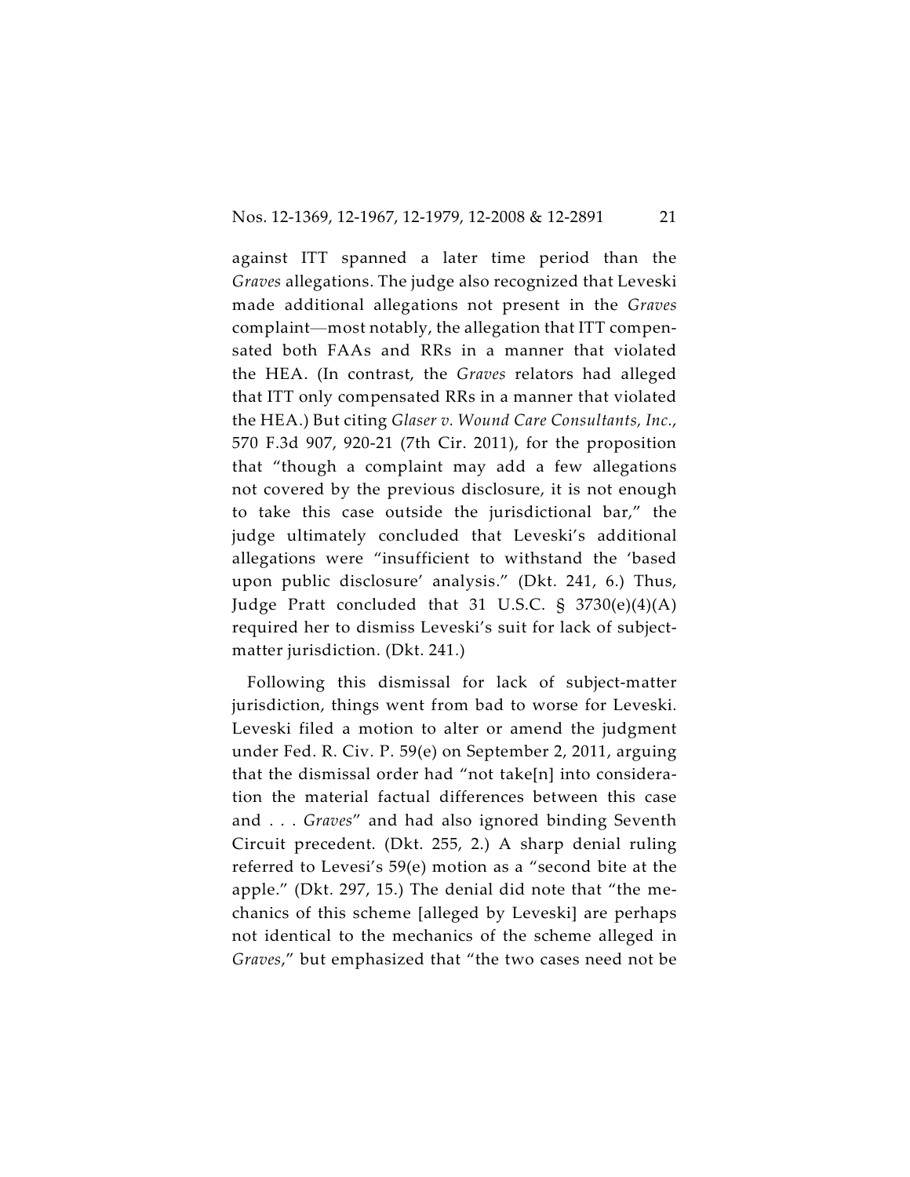against ITT spanned a later time period than the *Graves* allegations. The judge also recognized that Leveski made additional allegations not present in the *Graves* complaint—most notably, the allegation that ITT compensated both FAAs and RRs in a manner that violated the HEA. (In contrast, the *Graves* relators had alleged that ITT only compensated RRs in a manner that violated the HEA.) But citing *Glaser v. Wound Care Consultants, Inc.*, 570 F.3d 907, 920-21 (7th Cir. 2011), for the proposition that "though a complaint may add a few allegations not covered by the previous disclosure, it is not enough to take this case outside the jurisdictional bar," the judge ultimately concluded that Leveski's additional allegations were "insufficient to withstand the 'based upon public disclosure' analysis." (Dkt. 241, 6.) Thus, Judge Pratt concluded that 31 U.S.C. § 3730(e)(4)(A) required her to dismiss Leveski's suit for lack of subject-matter jurisdiction. (Dkt. 241.)

Following this dismissal for lack of subject-matter jurisdiction, things went from bad to worse for Leveski. Leveski filed a motion to alter or amend the judgment under Fed. R. Civ. P. 59(e) on September 2, 2011, arguing that the dismissal order had "not take[n] into consideration the material factual differences between this case and . . . *Graves*" and had also ignored binding Seventh Circuit precedent. (Dkt. 255, 2.) A sharp denial ruling referred to Levesi's 59(e) motion as a "second bite at the apple." (Dkt. 297, 15.) The denial did note that "the mechanics of this scheme [alleged by Leveski] are perhaps not identical to the mechanics of the scheme alleged in *Graves*," but emphasized that "the two cases need not be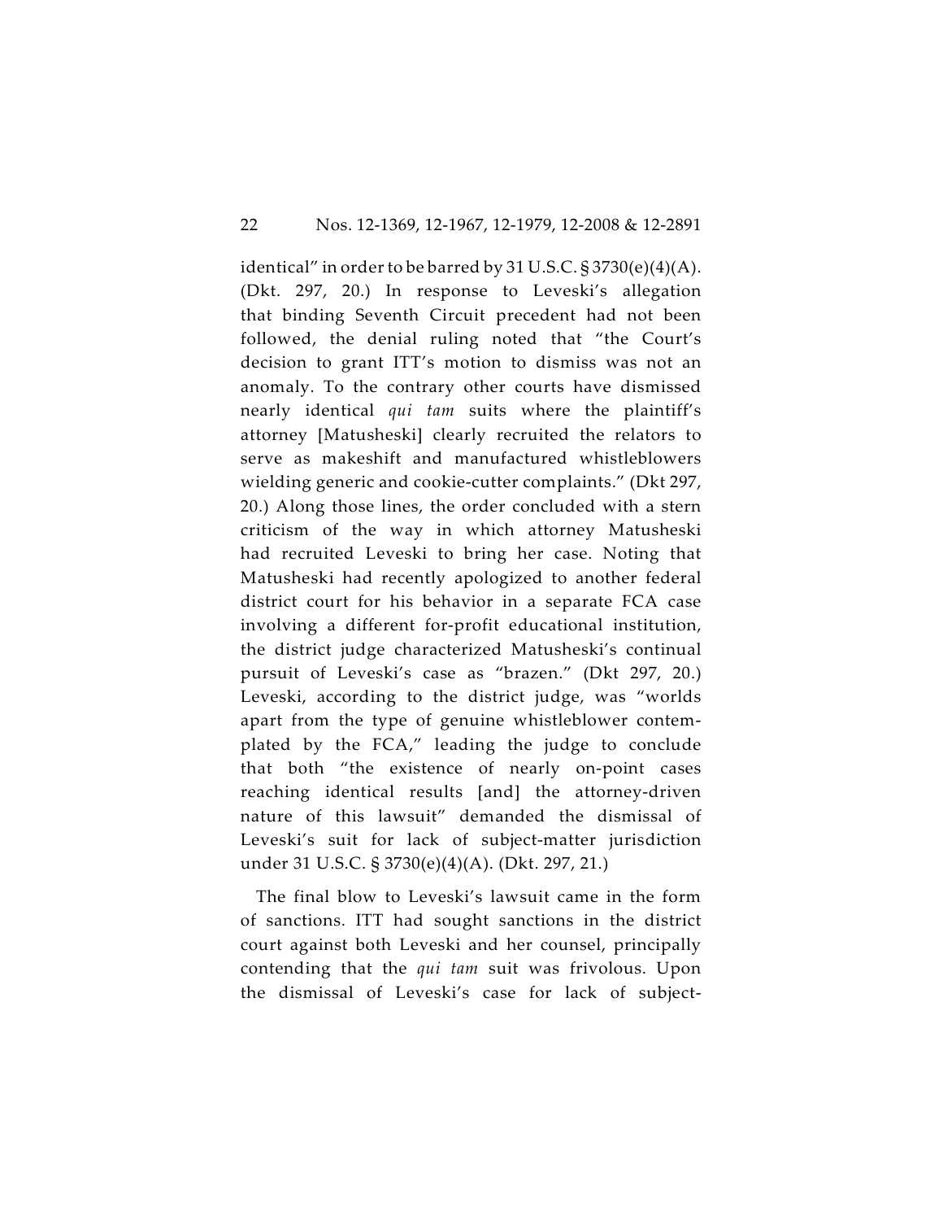identical" in order to be barred by 31 U.S.C. § 3730(e)(4)(A). (Dkt. 297, 20.) In response to Leveski's allegation that binding Seventh Circuit precedent had not been followed, the denial ruling noted that "the Court's decision to grant ITT's motion to dismiss was not an anomaly. To the contrary other courts have dismissed nearly identical *qui tam* suits where the plaintiff's attorney [Matusheski] clearly recruited the relators to serve as makeshift and manufactured whistleblowers wielding generic and cookie-cutter complaints." (Dkt 297, 20.) Along those lines, the order concluded with a stern criticism of the way in which attorney Matusheski had recruited Leveski to bring her case. Noting that Matusheski had recently apologized to another federal district court for his behavior in a separate FCA case involving a different for-profit educational institution, the district judge characterized Matusheski's continual pursuit of Leveski's case as "brazen." (Dkt 297, 20.) Leveski, according to the district judge, was "worlds apart from the type of genuine whistleblower contemplated by the FCA," leading the judge to conclude that both "the existence of nearly on-point cases reaching identical results [and] the attorney-driven nature of this lawsuit" demanded the dismissal of Leveski's suit for lack of subject-matter jurisdiction under 31 U.S.C. § 3730(e)(4)(A). (Dkt. 297, 21.)

The final blow to Leveski's lawsuit came in the form of sanctions. ITT had sought sanctions in the district court against both Leveski and her counsel, principally contending that the *qui tam* suit was frivolous. Upon the dismissal of Leveski's case for lack of subject-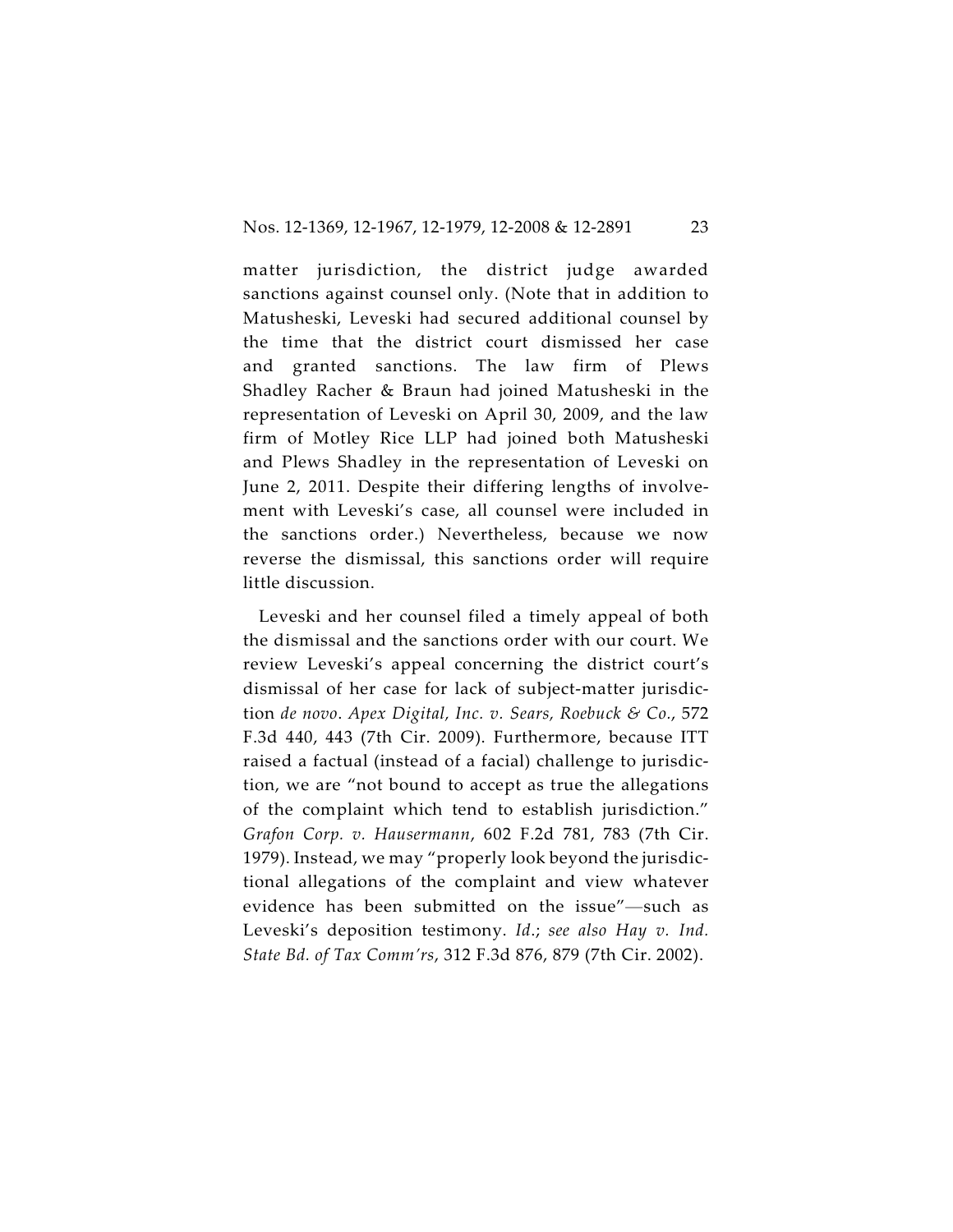matter jurisdiction, the district judge awarded sanctions against counsel only. (Note that in addition to Matusheski, Leveski had secured additional counsel by the time that the district court dismissed her case and granted sanctions. The law firm of Plews Shadley Racher & Braun had joined Matusheski in the representation of Leveski on April 30, 2009, and the law firm of Motley Rice LLP had joined both Matusheski and Plews Shadley in the representation of Leveski on June 2, 2011. Despite their differing lengths of involvement with Leveski's case, all counsel were included in the sanctions order.) Nevertheless, because we now reverse the dismissal, this sanctions order will require little discussion.

Leveski and her counsel filed a timely appeal of both the dismissal and the sanctions order with our court. We review Leveski's appeal concerning the district court's dismissal of her case for lack of subject-matter jurisdiction *de novo*. *Apex Digital, Inc. v. Sears, Roebuck & Co.*, 572 F.3d 440, 443 (7th Cir. 2009). Furthermore, because ITT raised a factual (instead of a facial) challenge to jurisdiction, we are "not bound to accept as true the allegations of the complaint which tend to establish jurisdiction." *Grafon Corp. v. Hausermann*, 602 F.2d 781, 783 (7th Cir. 1979). Instead, we may "properly look beyond the jurisdictional allegations of the complaint and view whatever evidence has been submitted on the issue"—such as Leveski's deposition testimony. *Id.*; *see also Hay v. Ind. State Bd. of Tax Comm'rs*, 312 F.3d 876, 879 (7th Cir. 2002).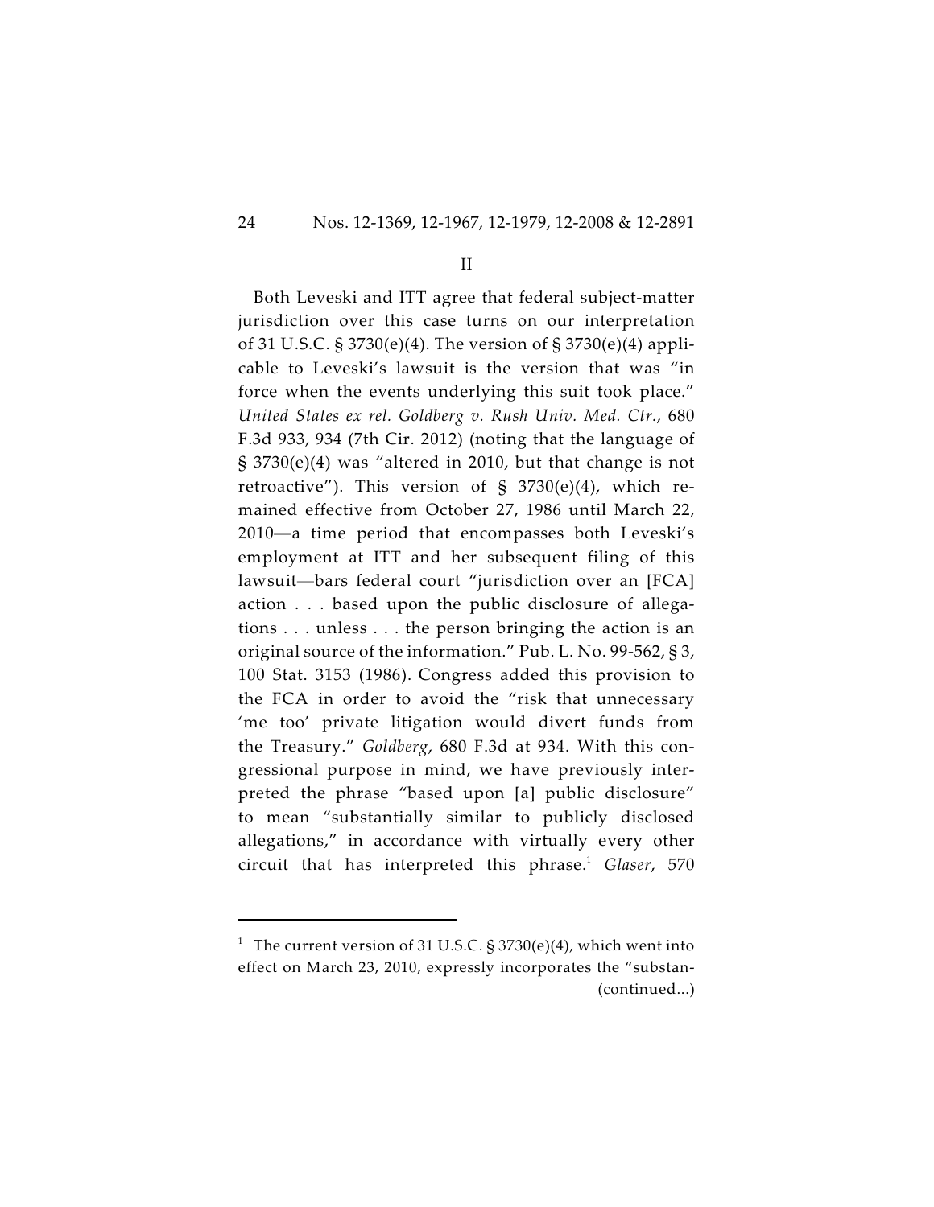II

Both Leveski and ITT agree that federal subject-matter jurisdiction over this case turns on our interpretation of 31 U.S.C. § 3730(e)(4). The version of § 3730(e)(4) applicable to Leveski's lawsuit is the version that was "in force when the events underlying this suit took place." *United States ex rel. Goldberg v. Rush Univ. Med. Ctr.*, 680 F.3d 933, 934 (7th Cir. 2012) (noting that the language of § 3730(e)(4) was "altered in 2010, but that change is not retroactive"). This version of § 3730(e)(4), which remained effective from October 27, 1986 until March 22, 2010—a time period that encompasses both Leveski's employment at ITT and her subsequent filing of this lawsuit—bars federal court "jurisdiction over an [FCA] action . . . based upon the public disclosure of allegations . . . unless . . . the person bringing the action is an original source of the information." Pub. L. No. 99-562, § 3, 100 Stat. 3153 (1986). Congress added this provision to the FCA in order to avoid the "risk that unnecessary 'me too' private litigation would divert funds from the Treasury." *Goldberg*, 680 F.3d at 934. With this congressional purpose in mind, we have previously interpreted the phrase "based upon [a] public disclosure" to mean "substantially similar to publicly disclosed allegations," in accordance with virtually every other circuit that has interpreted this phrase.[1] *Glaser*, 570

[1] The current version of 31 U.S.C. § 3730(e)(4), which went into effect on March 23, 2010, expressly incorporates the "substan- (continued...)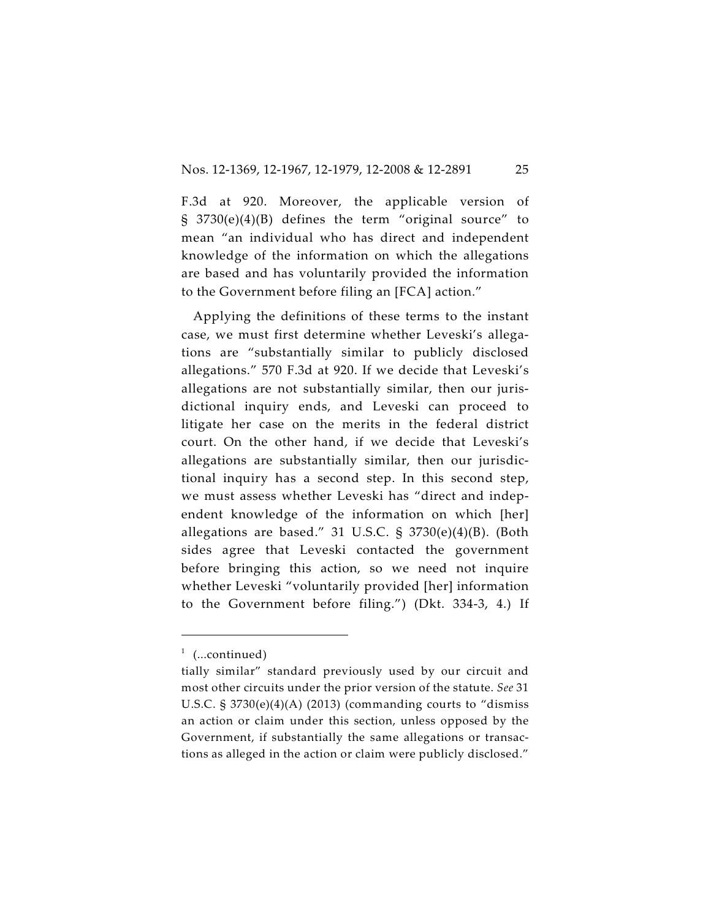F.3d at 920. Moreover, the applicable version of § 3730(e)(4)(B) defines the term "original source" to mean "an individual who has direct and independent knowledge of the information on which the allegations are based and has voluntarily provided the information to the Government before filing an [FCA] action."

Applying the definitions of these terms to the instant case, we must first determine whether Leveski's allegations are "substantially similar to publicly disclosed allegations." 570 F.3d at 920. If we decide that Leveski's allegations are not substantially similar, then our jurisdictional inquiry ends, and Leveski can proceed to litigate her case on the merits in the federal district court. On the other hand, if we decide that Leveski's allegations are substantially similar, then our jurisdictional inquiry has a second step. In this second step, we must assess whether Leveski has "direct and independent knowledge of the information on which [her] allegations are based." 31 U.S.C. § 3730(e)(4)(B). (Both sides agree that Leveski contacted the government before bringing this action, so we need not inquire whether Leveski "voluntarily provided [her] information to the Government before filing.") (Dkt. 334-3, 4.) If

---

[1] (...continued)

tially similar" standard previously used by our circuit and most other circuits under the prior version of the statute. *See* 31 U.S.C. § 3730(e)(4)(A) (2013) (commanding courts to "dismiss an action or claim under this section, unless opposed by the Government, if substantially the same allegations or transactions as alleged in the action or claim were publicly disclosed."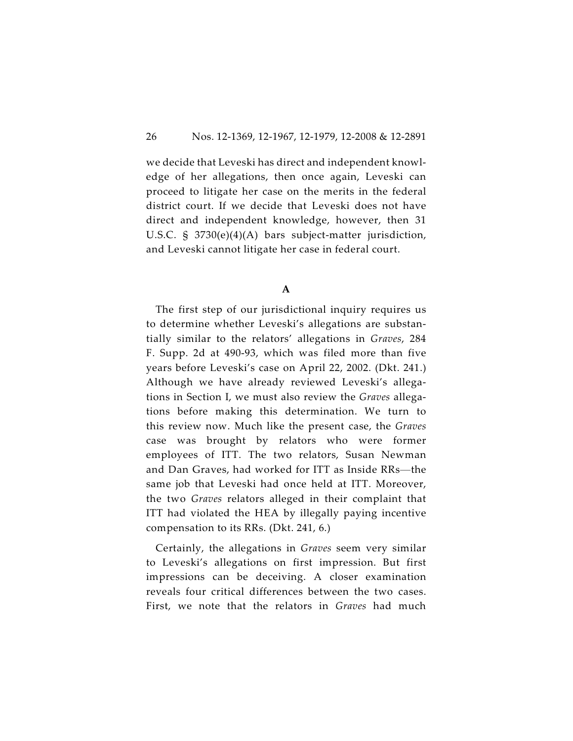we decide that Leveski has direct and independent knowledge of her allegations, then once again, Leveski can proceed to litigate her case on the merits in the federal district court. If we decide that Leveski does not have direct and independent knowledge, however, then 31 U.S.C. § 3730(e)(4)(A) bars subject-matter jurisdiction, and Leveski cannot litigate her case in federal court.

## A

The first step of our jurisdictional inquiry requires us to determine whether Leveski's allegations are substantially similar to the relators' allegations in *Graves*, 284 F. Supp. 2d at 490-93, which was filed more than five years before Leveski's case on April 22, 2002. (Dkt. 241.) Although we have already reviewed Leveski's allegations in Section I, we must also review the *Graves* allegations before making this determination. We turn to this review now. Much like the present case, the *Graves* case was brought by relators who were former employees of ITT. The two relators, Susan Newman and Dan Graves, had worked for ITT as Inside RRs—the same job that Leveski had once held at ITT. Moreover, the two *Graves* relators alleged in their complaint that ITT had violated the HEA by illegally paying incentive compensation to its RRs. (Dkt. 241, 6.)

Certainly, the allegations in *Graves* seem very similar to Leveski's allegations on first impression. But first impressions can be deceiving. A closer examination reveals four critical differences between the two cases. First, we note that the relators in *Graves* had much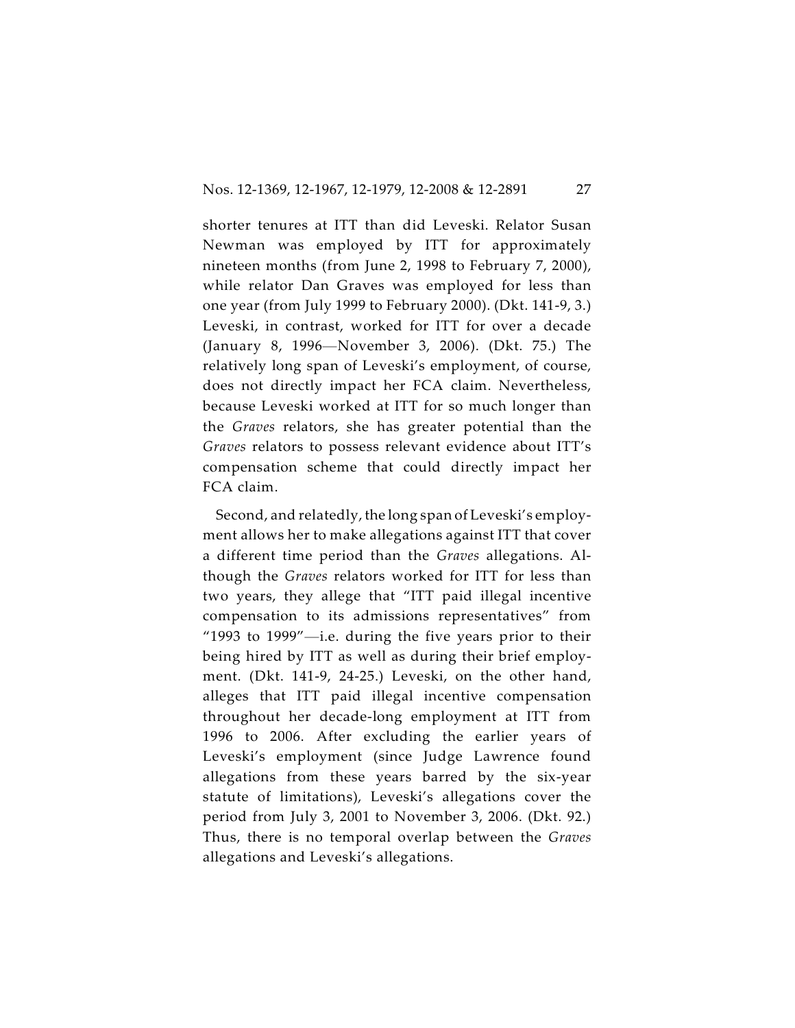shorter tenures at ITT than did Leveski. Relator Susan Newman was employed by ITT for approximately nineteen months (from June 2, 1998 to February 7, 2000), while relator Dan Graves was employed for less than one year (from July 1999 to February 2000). (Dkt. 141-9, 3.) Leveski, in contrast, worked for ITT for over a decade (January 8, 1996—November 3, 2006). (Dkt. 75.) The relatively long span of Leveski's employment, of course, does not directly impact her FCA claim. Nevertheless, because Leveski worked at ITT for so much longer than the *Graves* relators, she has greater potential than the *Graves* relators to possess relevant evidence about ITT's compensation scheme that could directly impact her FCA claim.

Second, and relatedly, the long span of Leveski's employment allows her to make allegations against ITT that cover a different time period than the *Graves* allegations. Although the *Graves* relators worked for ITT for less than two years, they allege that "ITT paid illegal incentive compensation to its admissions representatives" from "1993 to 1999"—i.e. during the five years prior to their being hired by ITT as well as during their brief employment. (Dkt. 141-9, 24-25.) Leveski, on the other hand, alleges that ITT paid illegal incentive compensation throughout her decade-long employment at ITT from 1996 to 2006. After excluding the earlier years of Leveski's employment (since Judge Lawrence found allegations from these years barred by the six-year statute of limitations), Leveski's allegations cover the period from July 3, 2001 to November 3, 2006. (Dkt. 92.) Thus, there is no temporal overlap between the *Graves* allegations and Leveski's allegations.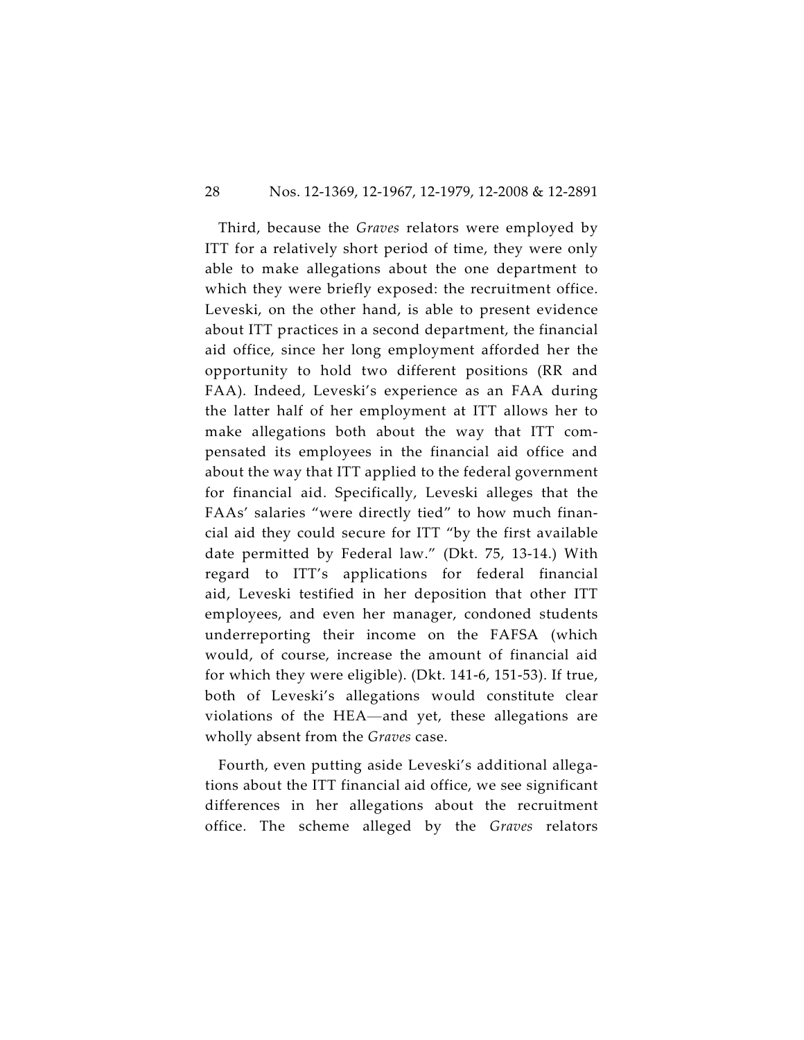Third, because the *Graves* relators were employed by ITT for a relatively short period of time, they were only able to make allegations about the one department to which they were briefly exposed: the recruitment office. Leveski, on the other hand, is able to present evidence about ITT practices in a second department, the financial aid office, since her long employment afforded her the opportunity to hold two different positions (RR and FAA). Indeed, Leveski's experience as an FAA during the latter half of her employment at ITT allows her to make allegations both about the way that ITT compensated its employees in the financial aid office and about the way that ITT applied to the federal government for financial aid. Specifically, Leveski alleges that the FAAs' salaries "were directly tied" to how much financial aid they could secure for ITT "by the first available date permitted by Federal law." (Dkt. 75, 13-14.) With regard to ITT's applications for federal financial aid, Leveski testified in her deposition that other ITT employees, and even her manager, condoned students underreporting their income on the FAFSA (which would, of course, increase the amount of financial aid for which they were eligible). (Dkt. 141-6, 151-53). If true, both of Leveski's allegations would constitute clear violations of the HEA—and yet, these allegations are wholly absent from the *Graves* case.

Fourth, even putting aside Leveski's additional allegations about the ITT financial aid office, we see significant differences in her allegations about the recruitment office. The scheme alleged by the *Graves* relators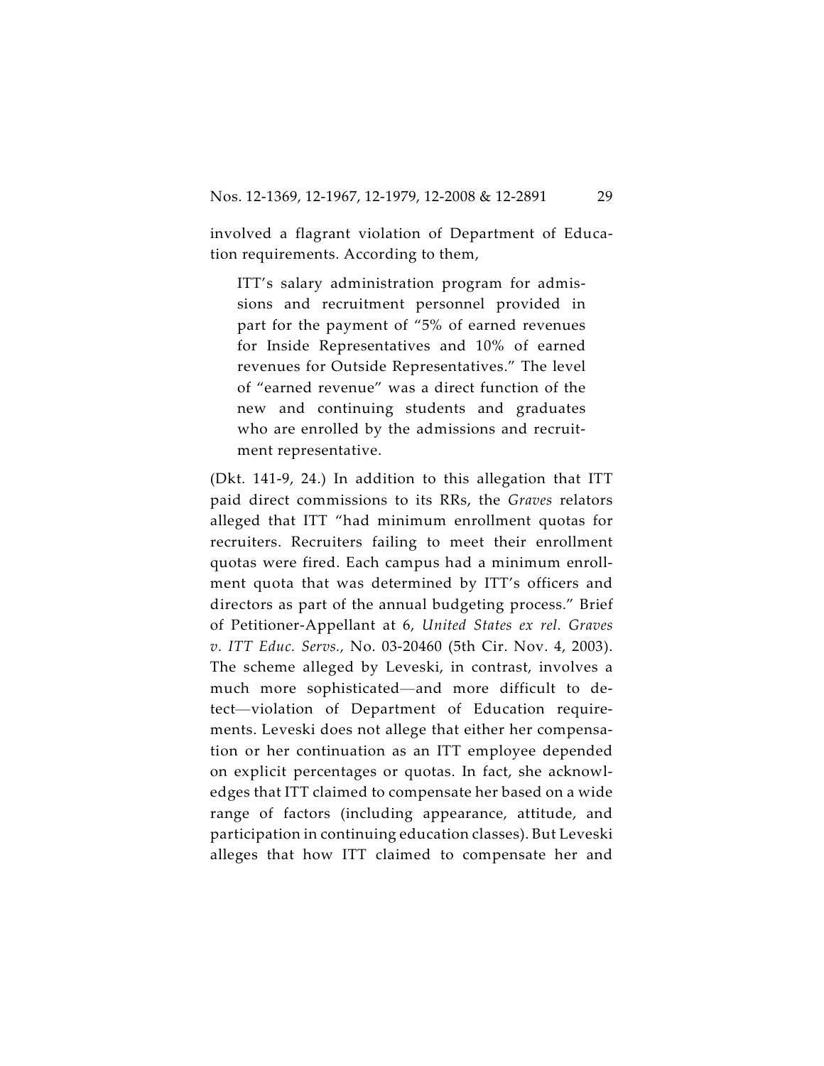involved a flagrant violation of Department of Education requirements. According to them,

> ITT's salary administration program for admissions and recruitment personnel provided in part for the payment of "5% of earned revenues for Inside Representatives and 10% of earned revenues for Outside Representatives." The level of "earned revenue" was a direct function of the new and continuing students and graduates who are enrolled by the admissions and recruitment representative.

(Dkt. 141-9, 24.) In addition to this allegation that ITT paid direct commissions to its RRs, the *Graves* relators alleged that ITT "had minimum enrollment quotas for recruiters. Recruiters failing to meet their enrollment quotas were fired. Each campus had a minimum enrollment quota that was determined by ITT's officers and directors as part of the annual budgeting process." Brief of Petitioner-Appellant at 6, *United States ex rel. Graves v. ITT Educ. Servs.,* No. 03-20460 (5th Cir. Nov. 4, 2003). The scheme alleged by Leveski, in contrast, involves a much more sophisticated—and more difficult to detect—violation of Department of Education requirements. Leveski does not allege that either her compensation or her continuation as an ITT employee depended on explicit percentages or quotas. In fact, she acknowledges that ITT claimed to compensate her based on a wide range of factors (including appearance, attitude, and participation in continuing education classes). But Leveski alleges that how ITT claimed to compensate her and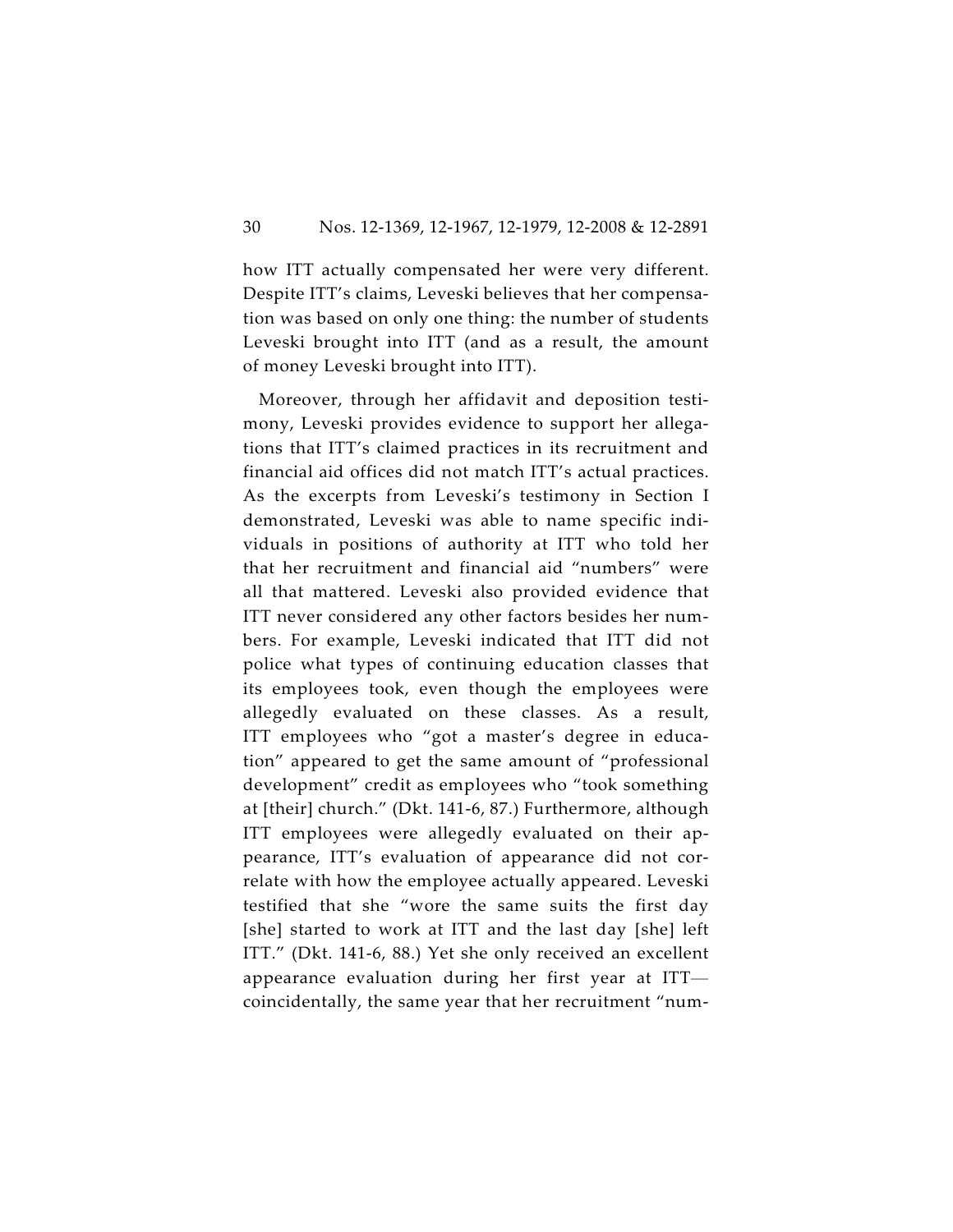how ITT actually compensated her were very different. Despite ITT's claims, Leveski believes that her compensation was based on only one thing: the number of students Leveski brought into ITT (and as a result, the amount of money Leveski brought into ITT).

Moreover, through her affidavit and deposition testimony, Leveski provides evidence to support her allegations that ITT's claimed practices in its recruitment and financial aid offices did not match ITT's actual practices. As the excerpts from Leveski's testimony in Section I demonstrated, Leveski was able to name specific individuals in positions of authority at ITT who told her that her recruitment and financial aid "numbers" were all that mattered. Leveski also provided evidence that ITT never considered any other factors besides her numbers. For example, Leveski indicated that ITT did not police what types of continuing education classes that its employees took, even though the employees were allegedly evaluated on these classes. As a result, ITT employees who "got a master's degree in education" appeared to get the same amount of "professional development" credit as employees who "took something at [their] church." (Dkt. 141-6, 87.) Furthermore, although ITT employees were allegedly evaluated on their appearance, ITT's evaluation of appearance did not correlate with how the employee actually appeared. Leveski testified that she "wore the same suits the first day [she] started to work at ITT and the last day [she] left ITT." (Dkt. 141-6, 88.) Yet she only received an excellent appearance evaluation during her first year at ITT—coincidentally, the same year that her recruitment "num-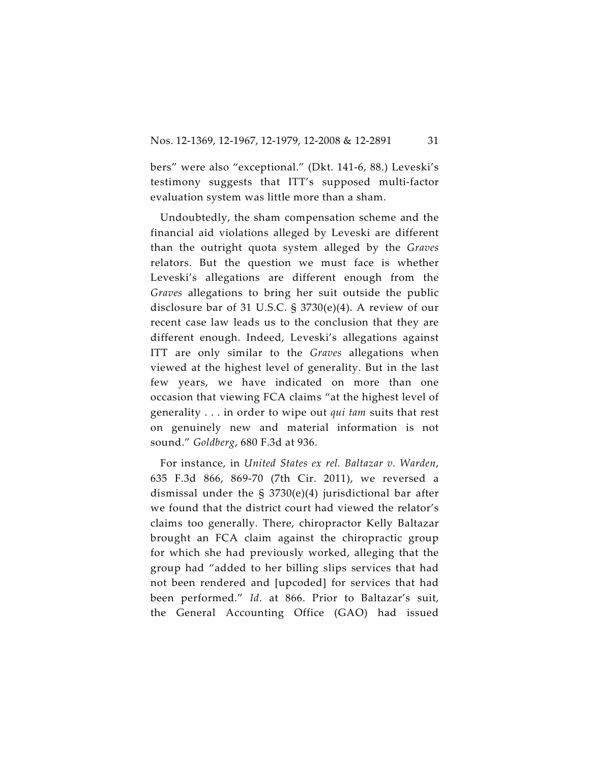bers" were also "exceptional." (Dkt. 141-6, 88.) Leveski's testimony suggests that ITT's supposed multi-factor evaluation system was little more than a sham.

Undoubtedly, the sham compensation scheme and the financial aid violations alleged by Leveski are different than the outright quota system alleged by the *Graves* relators. But the question we must face is whether Leveski's allegations are different enough from the *Graves* allegations to bring her suit outside the public disclosure bar of 31 U.S.C. § 3730(e)(4). A review of our recent case law leads us to the conclusion that they are different enough. Indeed, Leveski's allegations against ITT are only similar to the *Graves* allegations when viewed at the highest level of generality. But in the last few years, we have indicated on more than one occasion that viewing FCA claims "at the highest level of generality . . . in order to wipe out *qui tam* suits that rest on genuinely new and material information is not sound." *Goldberg*, 680 F.3d at 936.

For instance, in *United States ex rel. Baltazar v. Warden*, 635 F.3d 866, 869-70 (7th Cir. 2011), we reversed a dismissal under the § 3730(e)(4) jurisdictional bar after we found that the district court had viewed the relator's claims too generally. There, chiropractor Kelly Baltazar brought an FCA claim against the chiropractic group for which she had previously worked, alleging that the group had "added to her billing slips services that had not been rendered and [upcoded] for services that had been performed." *Id.* at 866. Prior to Baltazar's suit, the General Accounting Office (GAO) had issued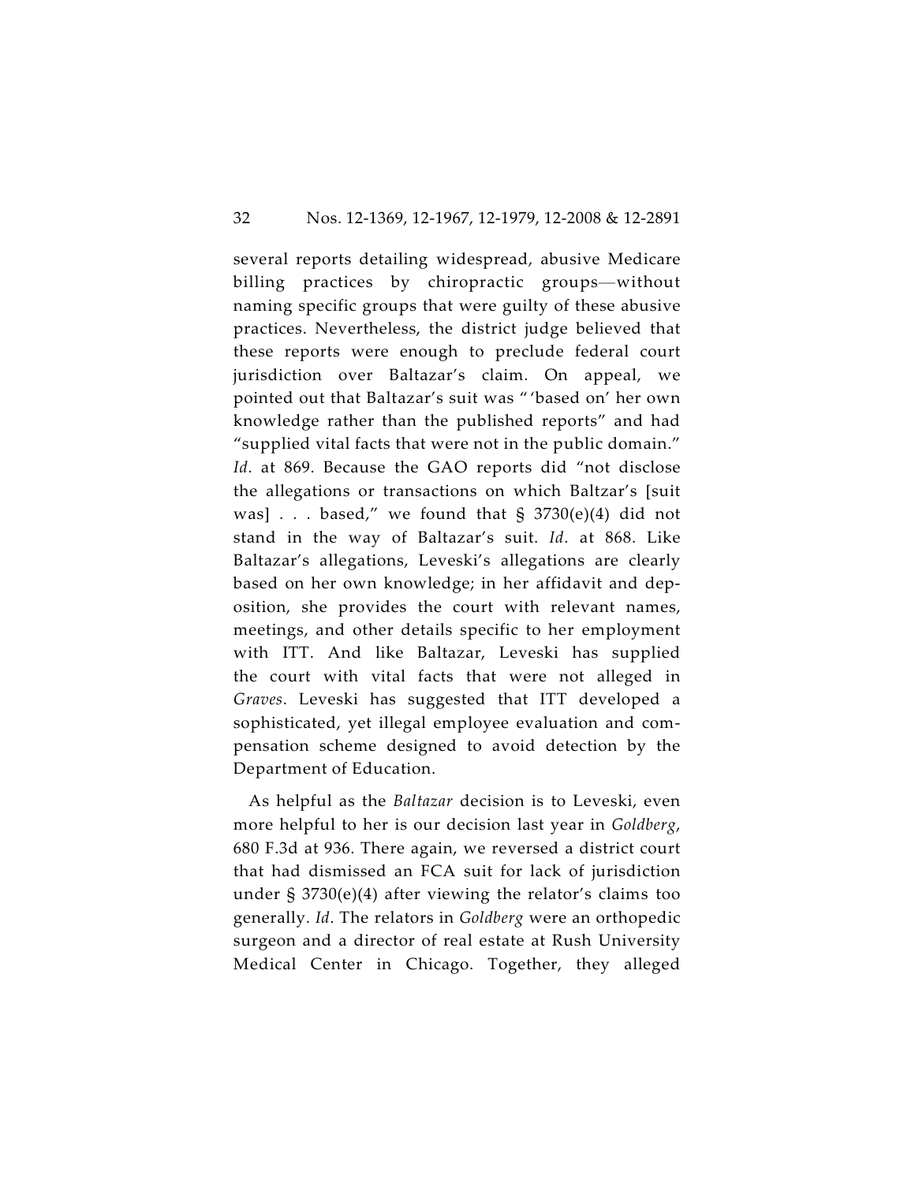several reports detailing widespread, abusive Medicare billing practices by chiropractic groups—without naming specific groups that were guilty of these abusive practices. Nevertheless, the district judge believed that these reports were enough to preclude federal court jurisdiction over Baltazar's claim. On appeal, we pointed out that Baltazar's suit was "'based on' her own knowledge rather than the published reports" and had "supplied vital facts that were not in the public domain." *Id*. at 869. Because the GAO reports did "not disclose the allegations or transactions on which Baltzar's [suit was] . . . based," we found that § 3730(e)(4) did not stand in the way of Baltazar's suit. *Id*. at 868. Like Baltazar's allegations, Leveski's allegations are clearly based on her own knowledge; in her affidavit and deposition, she provides the court with relevant names, meetings, and other details specific to her employment with ITT. And like Baltazar, Leveski has supplied the court with vital facts that were not alleged in *Graves*. Leveski has suggested that ITT developed a sophisticated, yet illegal employee evaluation and compensation scheme designed to avoid detection by the Department of Education.

As helpful as the *Baltazar* decision is to Leveski, even more helpful to her is our decision last year in *Goldberg*, 680 F.3d at 936. There again, we reversed a district court that had dismissed an FCA suit for lack of jurisdiction under § 3730(e)(4) after viewing the relator's claims too generally. *Id*. The relators in *Goldberg* were an orthopedic surgeon and a director of real estate at Rush University Medical Center in Chicago. Together, they alleged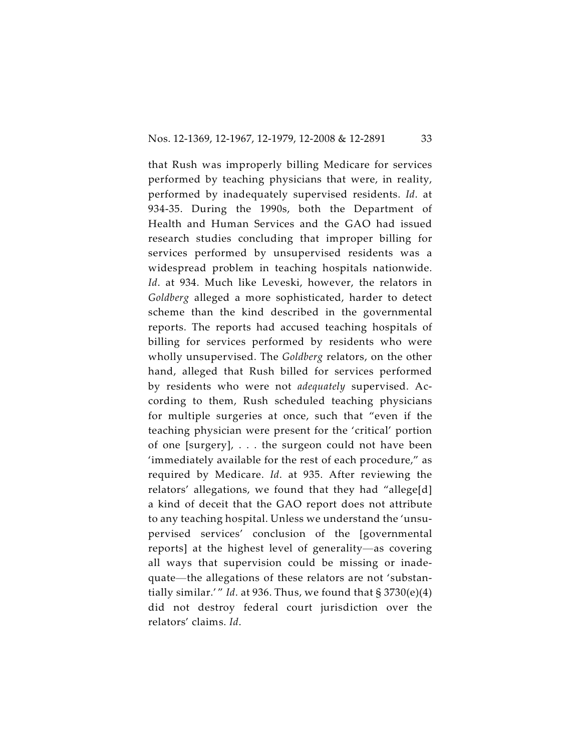that Rush was improperly billing Medicare for services performed by teaching physicians that were, in reality, performed by inadequately supervised residents. *Id*. at 934-35. During the 1990s, both the Department of Health and Human Services and the GAO had issued research studies concluding that improper billing for services performed by unsupervised residents was a widespread problem in teaching hospitals nationwide. *Id*. at 934. Much like Leveski, however, the relators in *Goldberg* alleged a more sophisticated, harder to detect scheme than the kind described in the governmental reports. The reports had accused teaching hospitals of billing for services performed by residents who were wholly unsupervised. The *Goldberg* relators, on the other hand, alleged that Rush billed for services performed by residents who were not *adequately* supervised. According to them, Rush scheduled teaching physicians for multiple surgeries at once, such that "even if the teaching physician were present for the 'critical' portion of one [surgery], . . . the surgeon could not have been 'immediately available for the rest of each procedure," as required by Medicare. *Id*. at 935. After reviewing the relators' allegations, we found that they had "allege[d] a kind of deceit that the GAO report does not attribute to any teaching hospital. Unless we understand the 'unsupervised services' conclusion of the [governmental reports] at the highest level of generality—as covering all ways that supervision could be missing or inadequate—the allegations of these relators are not 'substantially similar.'" *Id*. at 936. Thus, we found that § 3730(e)(4) did not destroy federal court jurisdiction over the relators' claims. *Id*.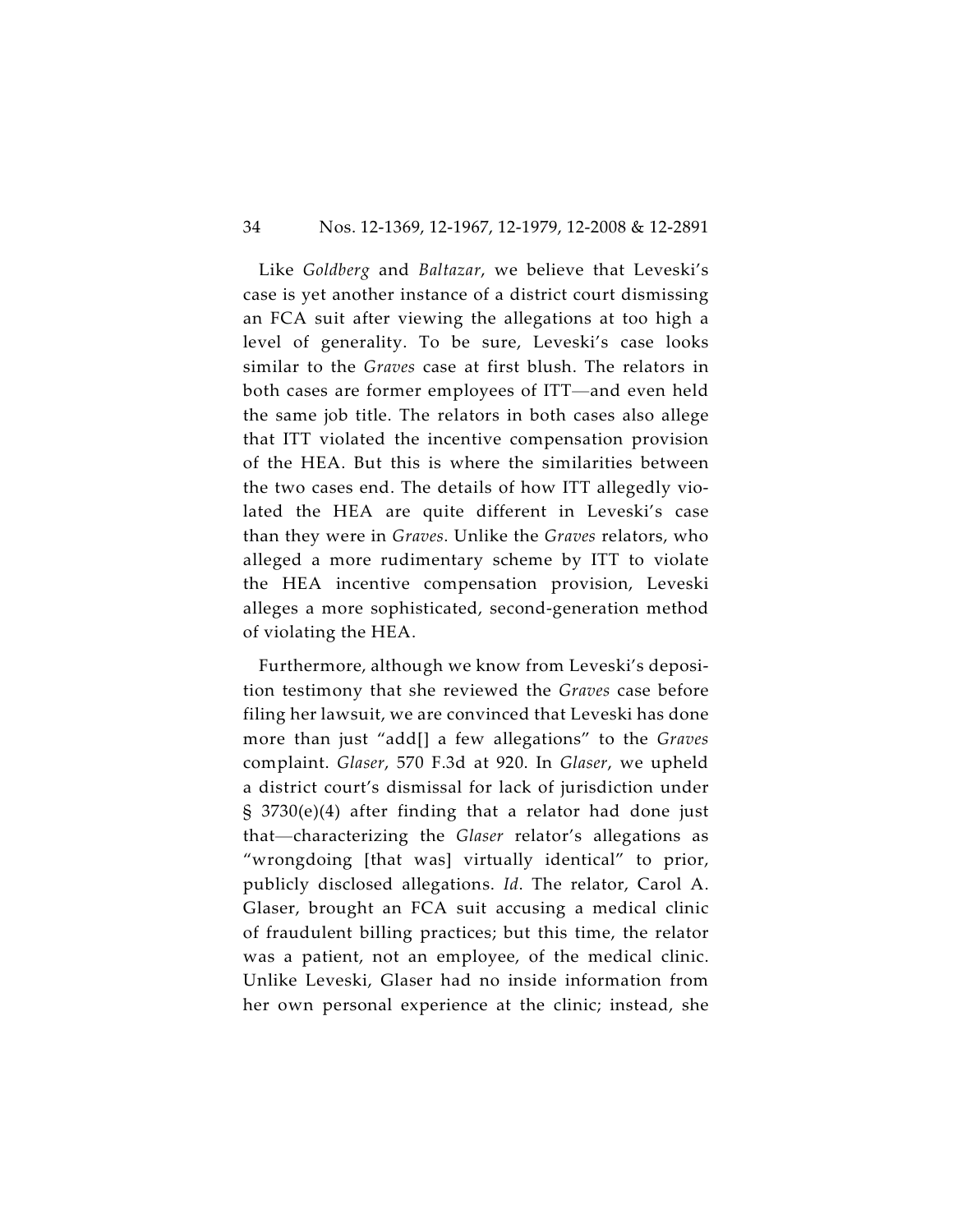Like *Goldberg* and *Baltazar*, we believe that Leveski's case is yet another instance of a district court dismissing an FCA suit after viewing the allegations at too high a level of generality. To be sure, Leveski's case looks similar to the *Graves* case at first blush. The relators in both cases are former employees of ITT—and even held the same job title. The relators in both cases also allege that ITT violated the incentive compensation provision of the HEA. But this is where the similarities between the two cases end. The details of how ITT allegedly violated the HEA are quite different in Leveski's case than they were in *Graves*. Unlike the *Graves* relators, who alleged a more rudimentary scheme by ITT to violate the HEA incentive compensation provision, Leveski alleges a more sophisticated, second-generation method of violating the HEA.

Furthermore, although we know from Leveski's deposition testimony that she reviewed the *Graves* case before filing her lawsuit, we are convinced that Leveski has done more than just "add[] a few allegations" to the *Graves* complaint. *Glaser*, 570 F.3d at 920. In *Glaser*, we upheld a district court's dismissal for lack of jurisdiction under § 3730(e)(4) after finding that a relator had done just that—characterizing the *Glaser* relator's allegations as "wrongdoing [that was] virtually identical" to prior, publicly disclosed allegations. *Id*. The relator, Carol A. Glaser, brought an FCA suit accusing a medical clinic of fraudulent billing practices; but this time, the relator was a patient, not an employee, of the medical clinic. Unlike Leveski, Glaser had no inside information from her own personal experience at the clinic; instead, she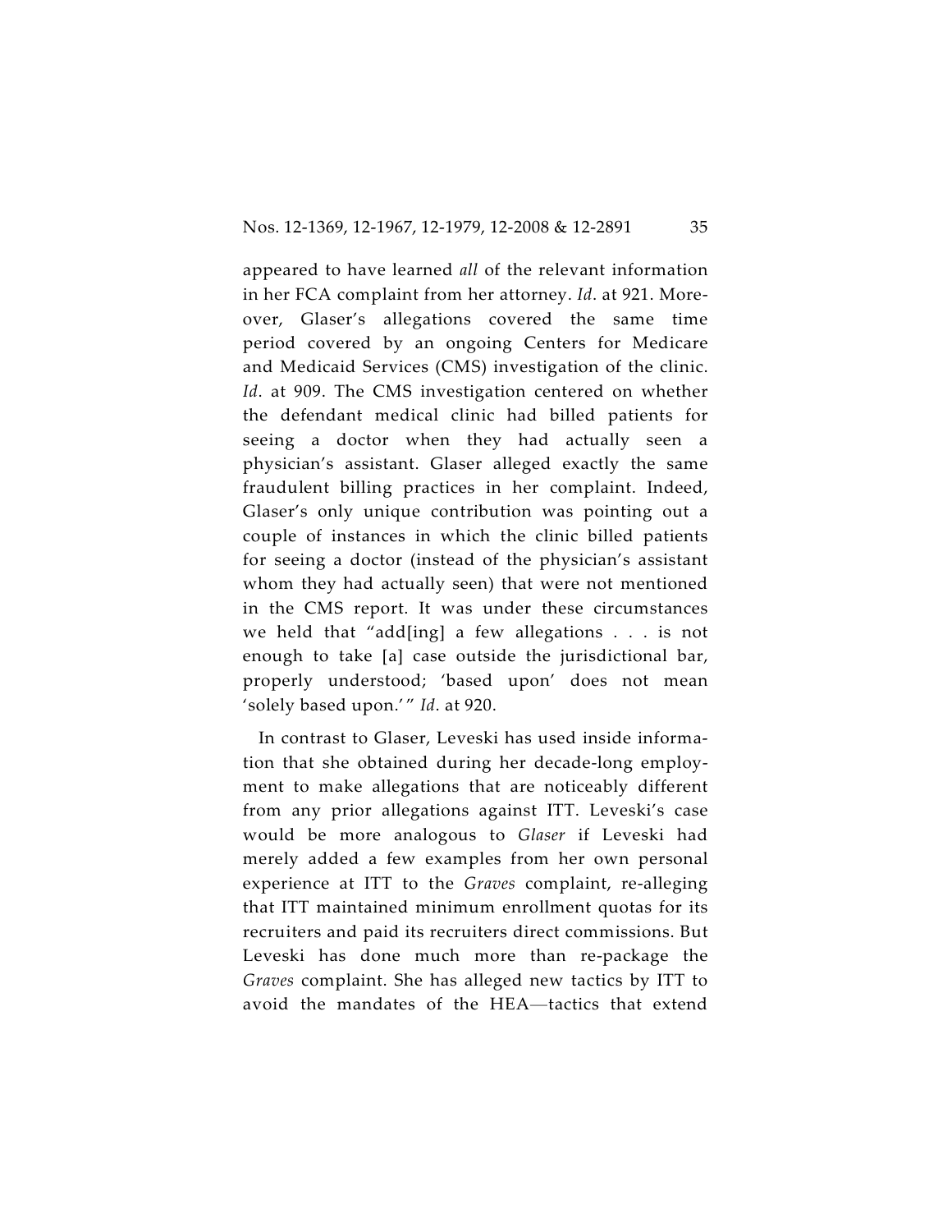appeared to have learned *all* of the relevant information in her FCA complaint from her attorney. *Id*. at 921. Moreover, Glaser's allegations covered the same time period covered by an ongoing Centers for Medicare and Medicaid Services (CMS) investigation of the clinic. *Id*. at 909. The CMS investigation centered on whether the defendant medical clinic had billed patients for seeing a doctor when they had actually seen a physician's assistant. Glaser alleged exactly the same fraudulent billing practices in her complaint. Indeed, Glaser's only unique contribution was pointing out a couple of instances in which the clinic billed patients for seeing a doctor (instead of the physician's assistant whom they had actually seen) that were not mentioned in the CMS report. It was under these circumstances we held that "add[ing] a few allegations . . . is not enough to take [a] case outside the jurisdictional bar, properly understood; 'based upon' does not mean 'solely based upon.'" *Id*. at 920.

In contrast to Glaser, Leveski has used inside information that she obtained during her decade-long employment to make allegations that are noticeably different from any prior allegations against ITT. Leveski's case would be more analogous to *Glaser* if Leveski had merely added a few examples from her own personal experience at ITT to the *Graves* complaint, re-alleging that ITT maintained minimum enrollment quotas for its recruiters and paid its recruiters direct commissions. But Leveski has done much more than re-package the *Graves* complaint. She has alleged new tactics by ITT to avoid the mandates of the HEA—tactics that extend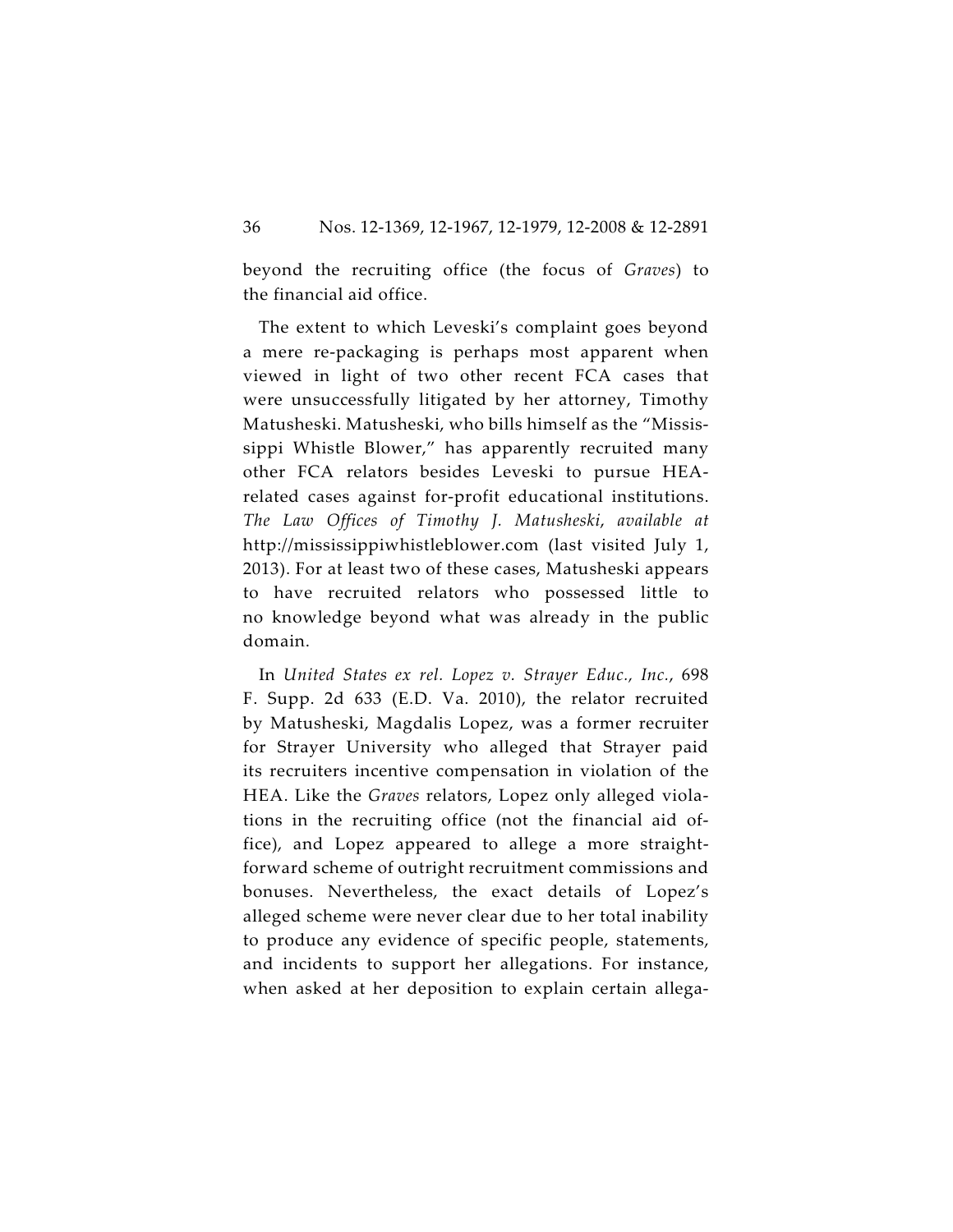beyond the recruiting office (the focus of *Graves*) to the financial aid office.

The extent to which Leveski's complaint goes beyond a mere re-packaging is perhaps most apparent when viewed in light of two other recent FCA cases that were unsuccessfully litigated by her attorney, Timothy Matusheski. Matusheski, who bills himself as the "Mississippi Whistle Blower," has apparently recruited many other FCA relators besides Leveski to pursue HEA-related cases against for-profit educational institutions. *The Law Offices of Timothy J. Matusheski*, *available at* http://mississippiwhistleblower.com (last visited July 1, 2013). For at least two of these cases, Matusheski appears to have recruited relators who possessed little to no knowledge beyond what was already in the public domain.

In *United States ex rel. Lopez v. Strayer Educ., Inc.*, 698 F. Supp. 2d 633 (E.D. Va. 2010), the relator recruited by Matusheski, Magdalis Lopez, was a former recruiter for Strayer University who alleged that Strayer paid its recruiters incentive compensation in violation of the HEA. Like the *Graves* relators, Lopez only alleged violations in the recruiting office (not the financial aid office), and Lopez appeared to allege a more straightforward scheme of outright recruitment commissions and bonuses. Nevertheless, the exact details of Lopez's alleged scheme were never clear due to her total inability to produce any evidence of specific people, statements, and incidents to support her allegations. For instance, when asked at her deposition to explain certain allega-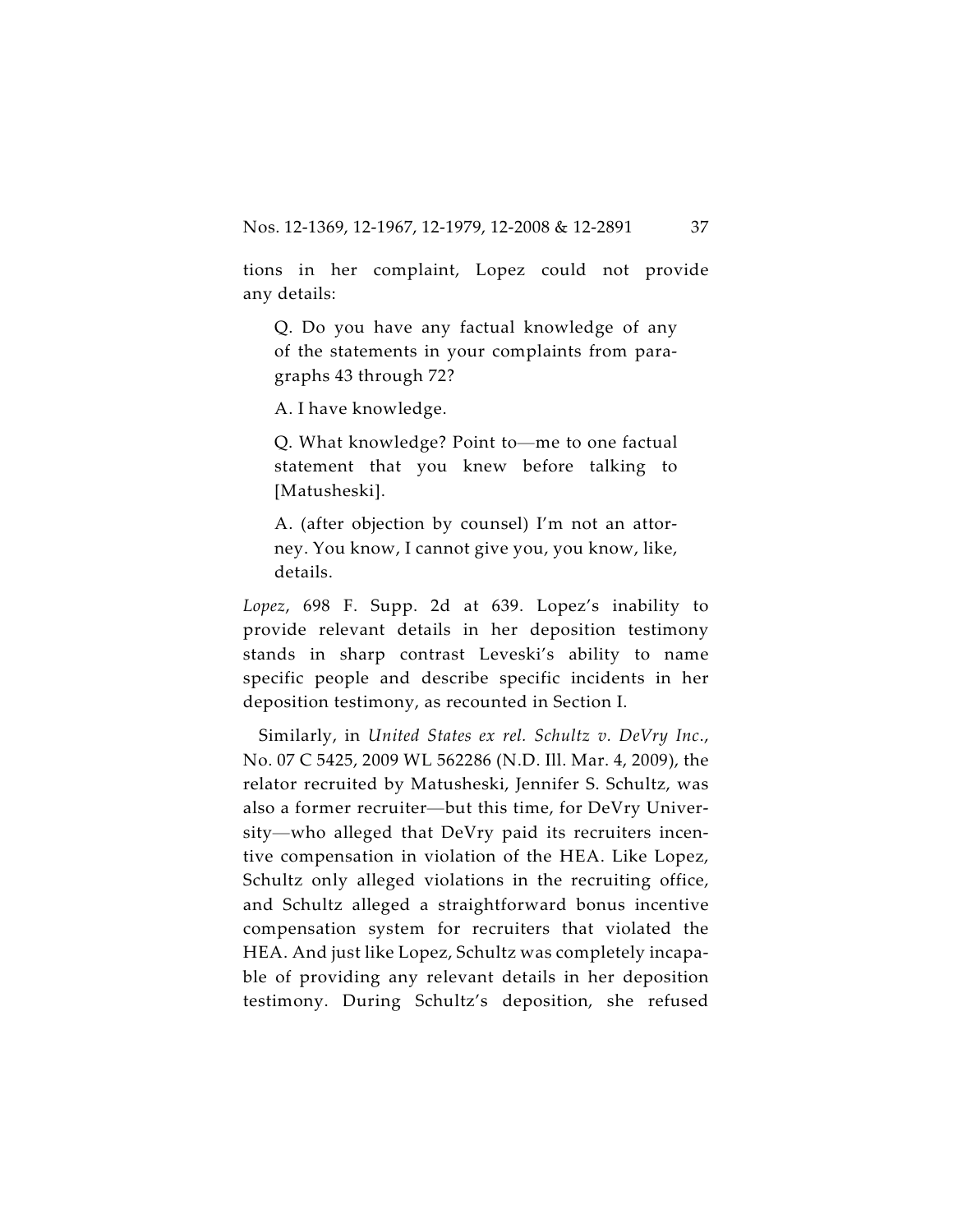tions in her complaint, Lopez could not provide any details:

> Q. Do you have any factual knowledge of any of the statements in your complaints from paragraphs 43 through 72?
>
> A. I have knowledge.
>
> Q. What knowledge? Point to—me to one factual statement that you knew before talking to [Matusheski].
>
> A. (after objection by counsel) I'm not an attorney. You know, I cannot give you, you know, like, details.

*Lopez*, 698 F. Supp. 2d at 639. Lopez's inability to provide relevant details in her deposition testimony stands in sharp contrast Leveski's ability to name specific people and describe specific incidents in her deposition testimony, as recounted in Section I.

Similarly, in *United States ex rel. Schultz v. DeVry Inc.*, No. 07 C 5425, 2009 WL 562286 (N.D. Ill. Mar. 4, 2009), the relator recruited by Matusheski, Jennifer S. Schultz, was also a former recruiter—but this time, for DeVry University—who alleged that DeVry paid its recruiters incentive compensation in violation of the HEA. Like Lopez, Schultz only alleged violations in the recruiting office, and Schultz alleged a straightforward bonus incentive compensation system for recruiters that violated the HEA. And just like Lopez, Schultz was completely incapable of providing any relevant details in her deposition testimony. During Schultz's deposition, she refused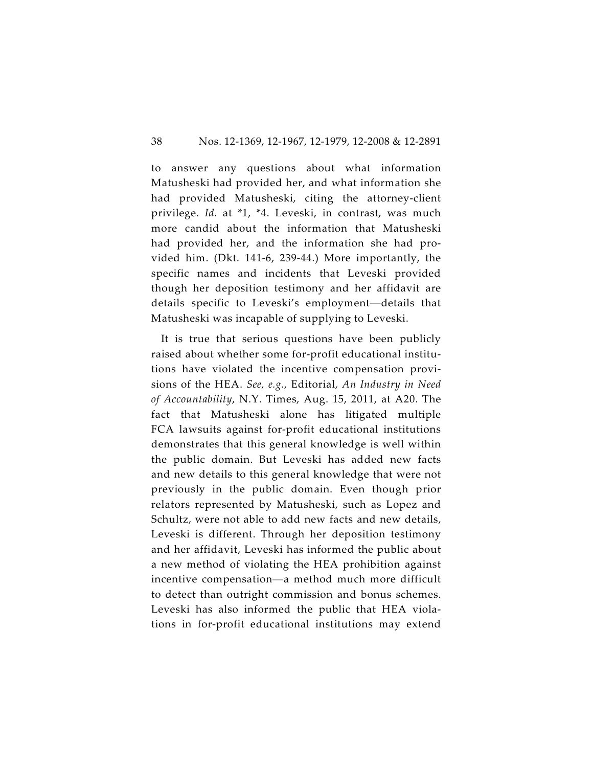to answer any questions about what information Matusheski had provided her, and what information she had provided Matusheski, citing the attorney-client privilege. *Id*. at *1, *4. Leveski, in contrast, was much more candid about the information that Matusheski had provided her, and the information she had provided him. (Dkt. 141-6, 239-44.) More importantly, the specific names and incidents that Leveski provided though her deposition testimony and her affidavit are details specific to Leveski's employment—details that Matusheski was incapable of supplying to Leveski.

It is true that serious questions have been publicly raised about whether some for-profit educational institutions have violated the incentive compensation provisions of the HEA. *See, e.g.*, Editorial, *An Industry in Need of Accountability*, N.Y. Times, Aug. 15, 2011, at A20. The fact that Matusheski alone has litigated multiple FCA lawsuits against for-profit educational institutions demonstrates that this general knowledge is well within the public domain. But Leveski has added new facts and new details to this general knowledge that were not previously in the public domain. Even though prior relators represented by Matusheski, such as Lopez and Schultz, were not able to add new facts and new details, Leveski is different. Through her deposition testimony and her affidavit, Leveski has informed the public about a new method of violating the HEA prohibition against incentive compensation—a method much more difficult to detect than outright commission and bonus schemes. Leveski has also informed the public that HEA violations in for-profit educational institutions may extend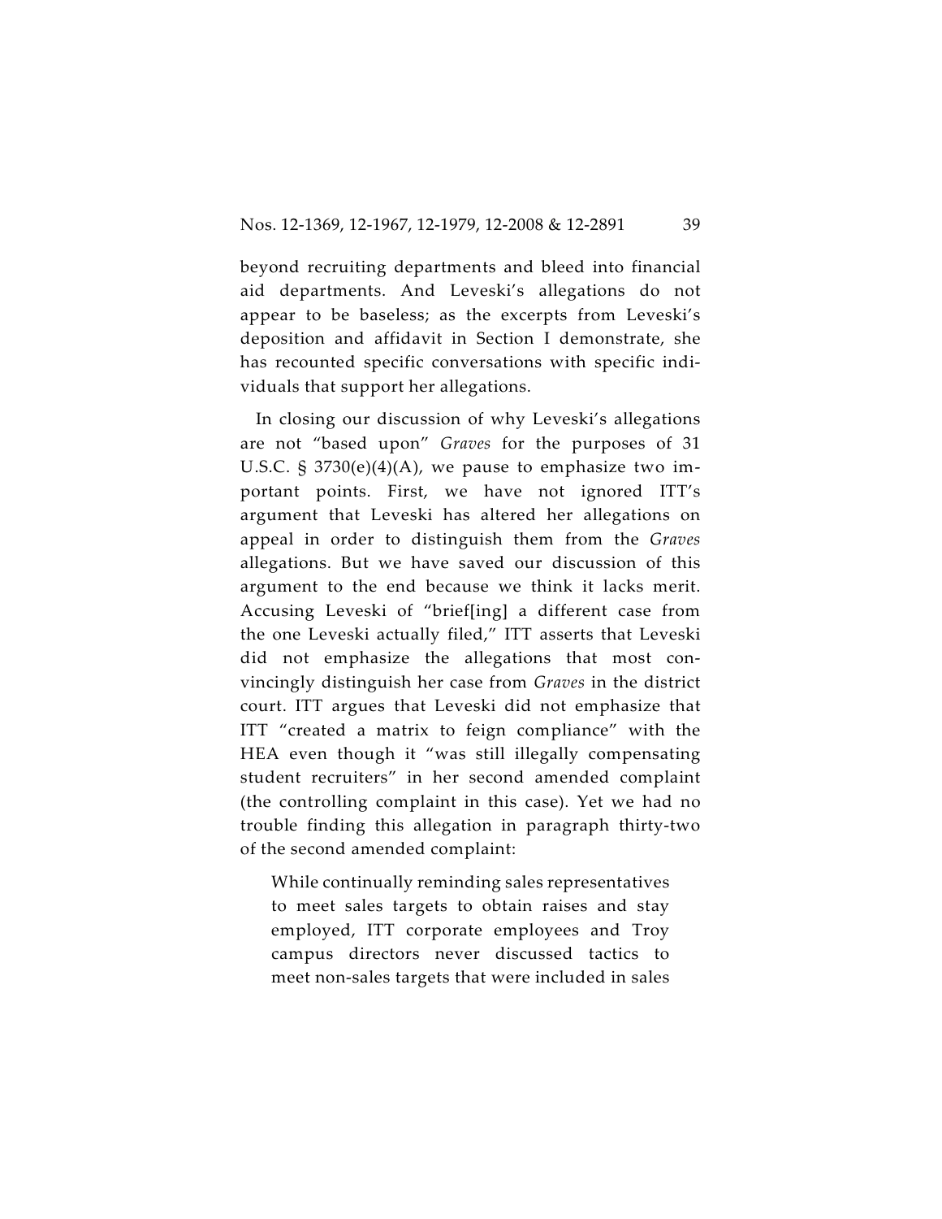beyond recruiting departments and bleed into financial aid departments. And Leveski's allegations do not appear to be baseless; as the excerpts from Leveski's deposition and affidavit in Section I demonstrate, she has recounted specific conversations with specific individuals that support her allegations.

In closing our discussion of why Leveski's allegations are not "based upon" *Graves* for the purposes of 31 U.S.C. § 3730(e)(4)(A), we pause to emphasize two important points. First, we have not ignored ITT's argument that Leveski has altered her allegations on appeal in order to distinguish them from the *Graves* allegations. But we have saved our discussion of this argument to the end because we think it lacks merit. Accusing Leveski of "brief[ing] a different case from the one Leveski actually filed," ITT asserts that Leveski did not emphasize the allegations that most convincingly distinguish her case from *Graves* in the district court. ITT argues that Leveski did not emphasize that ITT "created a matrix to feign compliance" with the HEA even though it "was still illegally compensating student recruiters" in her second amended complaint (the controlling complaint in this case). Yet we had no trouble finding this allegation in paragraph thirty-two of the second amended complaint:

> While continually reminding sales representatives to meet sales targets to obtain raises and stay employed, ITT corporate employees and Troy campus directors never discussed tactics to meet non-sales targets that were included in sales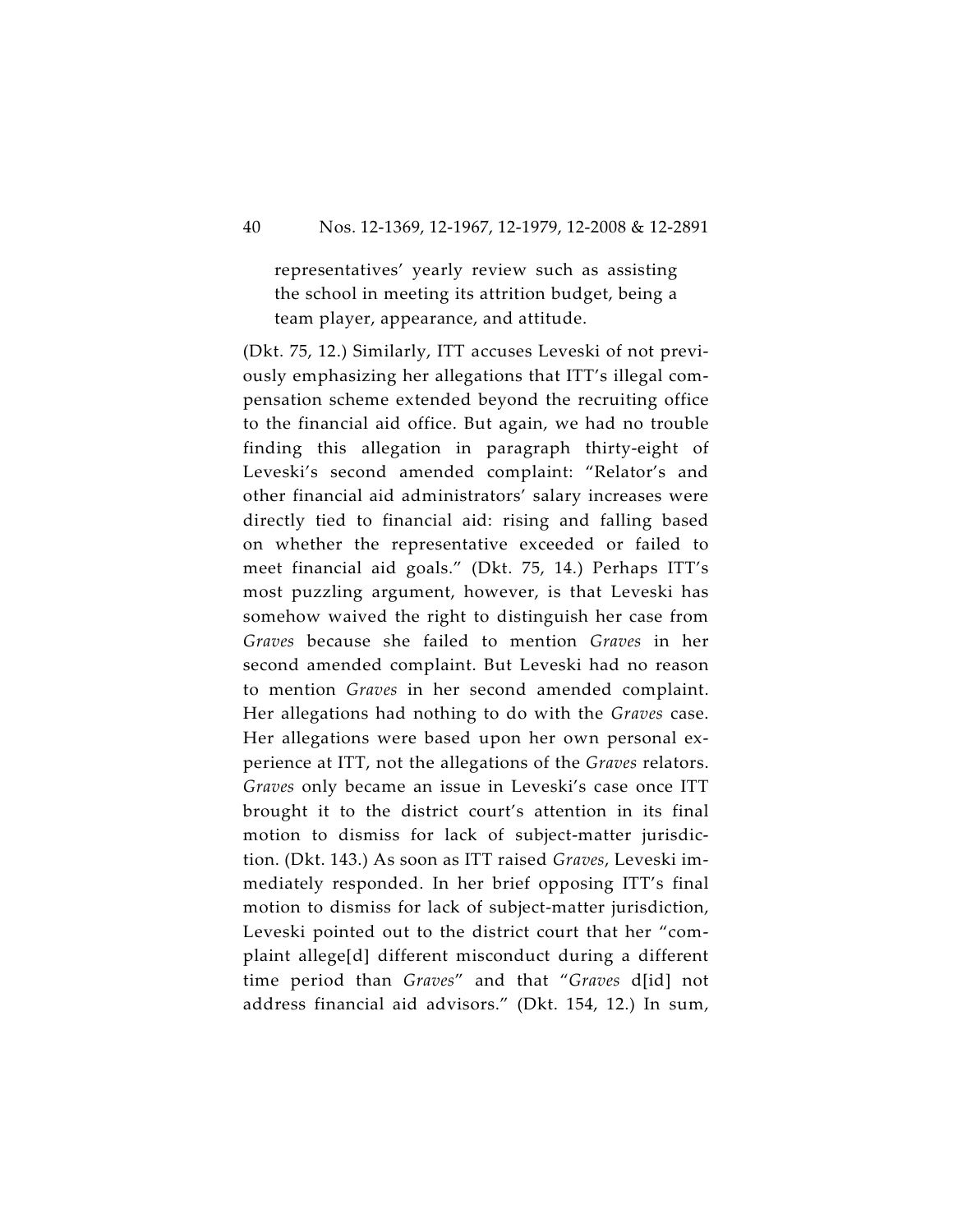representatives' yearly review such as assisting the school in meeting its attrition budget, being a team player, appearance, and attitude.

(Dkt. 75, 12.) Similarly, ITT accuses Leveski of not previously emphasizing her allegations that ITT's illegal compensation scheme extended beyond the recruiting office to the financial aid office. But again, we had no trouble finding this allegation in paragraph thirty-eight of Leveski's second amended complaint: "Relator's and other financial aid administrators' salary increases were directly tied to financial aid: rising and falling based on whether the representative exceeded or failed to meet financial aid goals." (Dkt. 75, 14.) Perhaps ITT's most puzzling argument, however, is that Leveski has somehow waived the right to distinguish her case from *Graves* because she failed to mention *Graves* in her second amended complaint. But Leveski had no reason to mention *Graves* in her second amended complaint. Her allegations had nothing to do with the *Graves* case. Her allegations were based upon her own personal experience at ITT, not the allegations of the *Graves* relators. *Graves* only became an issue in Leveski's case once ITT brought it to the district court's attention in its final motion to dismiss for lack of subject-matter jurisdiction. (Dkt. 143.) As soon as ITT raised *Graves*, Leveski immediately responded. In her brief opposing ITT's final motion to dismiss for lack of subject-matter jurisdiction, Leveski pointed out to the district court that her "complaint allege[d] different misconduct during a different time period than *Graves*" and that "*Graves* d[id] not address financial aid advisors." (Dkt. 154, 12.) In sum,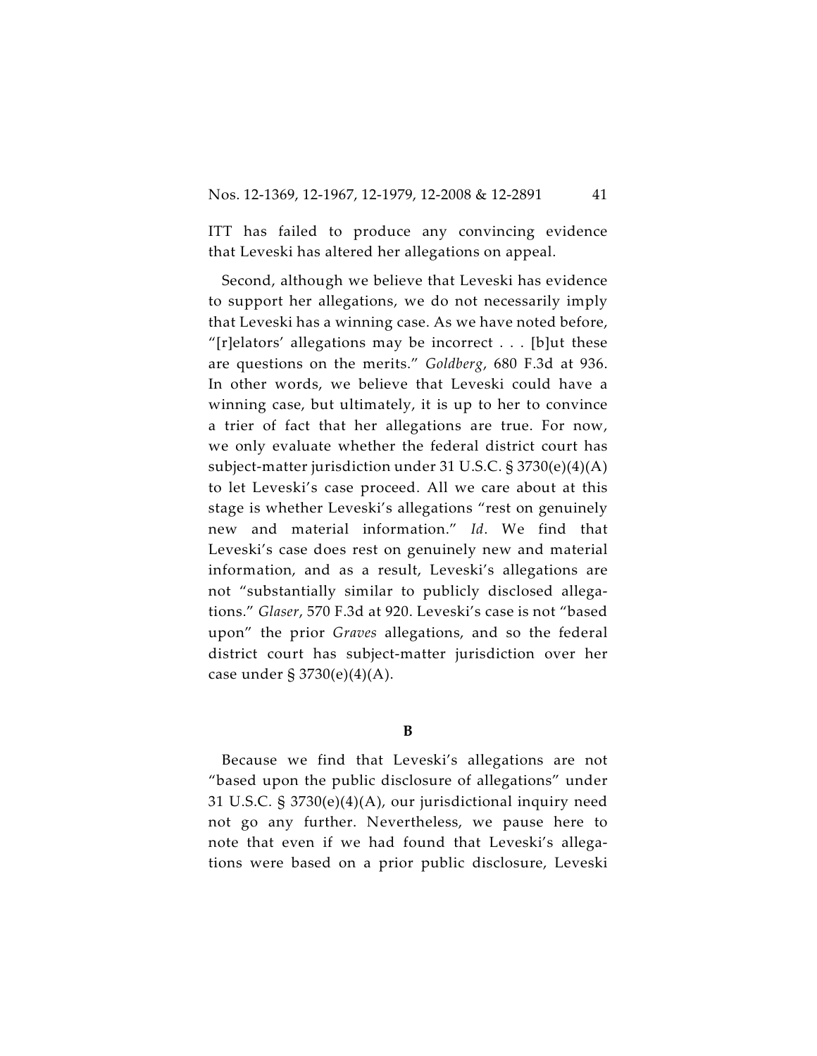ITT has failed to produce any convincing evidence that Leveski has altered her allegations on appeal.

Second, although we believe that Leveski has evidence to support her allegations, we do not necessarily imply that Leveski has a winning case. As we have noted before, "[r]elators' allegations may be incorrect . . . [b]ut these are questions on the merits." *Goldberg*, 680 F.3d at 936. In other words, we believe that Leveski could have a winning case, but ultimately, it is up to her to convince a trier of fact that her allegations are true. For now, we only evaluate whether the federal district court has subject-matter jurisdiction under 31 U.S.C. § 3730(e)(4)(A) to let Leveski's case proceed. All we care about at this stage is whether Leveski's allegations "rest on genuinely new and material information." *Id*. We find that Leveski's case does rest on genuinely new and material information, and as a result, Leveski's allegations are not "substantially similar to publicly disclosed allegations." *Glaser*, 570 F.3d at 920. Leveski's case is not "based upon" the prior *Graves* allegations, and so the federal district court has subject-matter jurisdiction over her case under § 3730(e)(4)(A).

### B

Because we find that Leveski's allegations are not "based upon the public disclosure of allegations" under 31 U.S.C. § 3730(e)(4)(A), our jurisdictional inquiry need not go any further. Nevertheless, we pause here to note that even if we had found that Leveski's allegations were based on a prior public disclosure, Leveski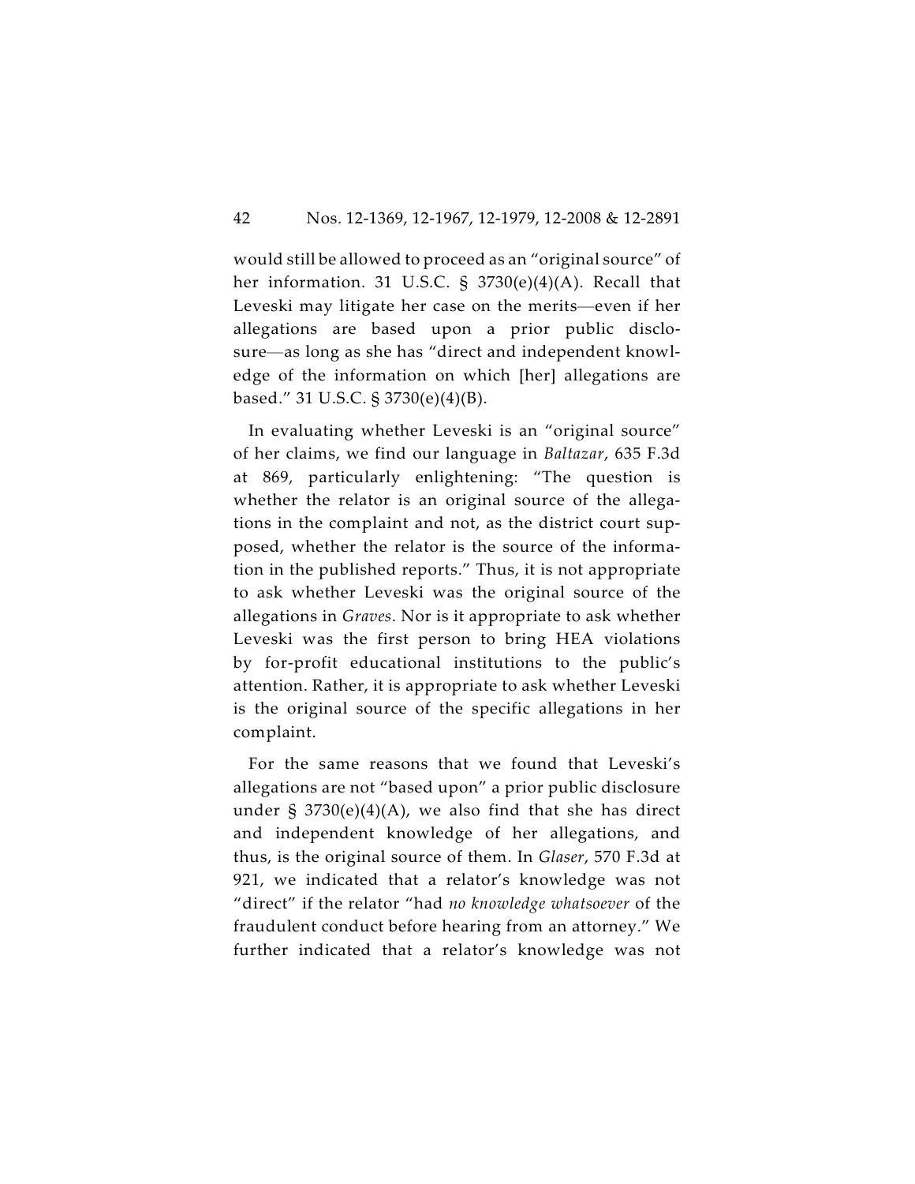would still be allowed to proceed as an "original source" of her information. 31 U.S.C. § 3730(e)(4)(A). Recall that Leveski may litigate her case on the merits—even if her allegations are based upon a prior public disclosure—as long as she has "direct and independent knowledge of the information on which [her] allegations are based." 31 U.S.C. § 3730(e)(4)(B).

In evaluating whether Leveski is an "original source" of her claims, we find our language in *Baltazar*, 635 F.3d at 869, particularly enlightening: "The question is whether the relator is an original source of the allegations in the complaint and not, as the district court supposed, whether the relator is the source of the information in the published reports." Thus, it is not appropriate to ask whether Leveski was the original source of the allegations in *Graves*. Nor is it appropriate to ask whether Leveski was the first person to bring HEA violations by for-profit educational institutions to the public's attention. Rather, it is appropriate to ask whether Leveski is the original source of the specific allegations in her complaint.

For the same reasons that we found that Leveski's allegations are not "based upon" a prior public disclosure under § 3730(e)(4)(A), we also find that she has direct and independent knowledge of her allegations, and thus, is the original source of them. In *Glaser*, 570 F.3d at 921, we indicated that a relator's knowledge was not "direct" if the relator "had *no knowledge whatsoever* of the fraudulent conduct before hearing from an attorney." We further indicated that a relator's knowledge was not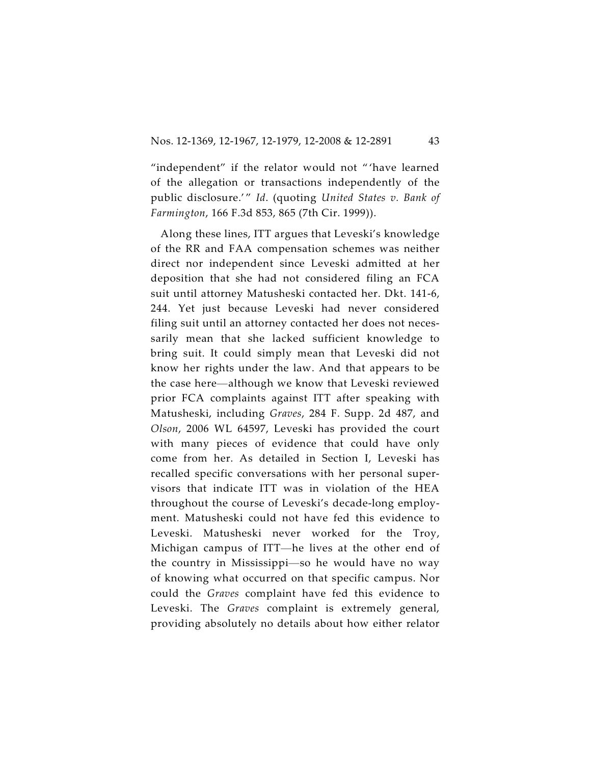"independent" if the relator would not "'have learned of the allegation or transactions independently of the public disclosure.'" *Id*. (quoting *United States v. Bank of Farmington*, 166 F.3d 853, 865 (7th Cir. 1999)).

Along these lines, ITT argues that Leveski's knowledge of the RR and FAA compensation schemes was neither direct nor independent since Leveski admitted at her deposition that she had not considered filing an FCA suit until attorney Matusheski contacted her. Dkt. 141-6, 244. Yet just because Leveski had never considered filing suit until an attorney contacted her does not necessarily mean that she lacked sufficient knowledge to bring suit. It could simply mean that Leveski did not know her rights under the law. And that appears to be the case here—although we know that Leveski reviewed prior FCA complaints against ITT after speaking with Matusheski, including *Graves*, 284 F. Supp. 2d 487, and *Olson*, 2006 WL 64597, Leveski has provided the court with many pieces of evidence that could have only come from her. As detailed in Section I, Leveski has recalled specific conversations with her personal supervisors that indicate ITT was in violation of the HEA throughout the course of Leveski's decade-long employment. Matusheski could not have fed this evidence to Leveski. Matusheski never worked for the Troy, Michigan campus of ITT—he lives at the other end of the country in Mississippi—so he would have no way of knowing what occurred on that specific campus. Nor could the *Graves* complaint have fed this evidence to Leveski. The *Graves* complaint is extremely general, providing absolutely no details about how either relator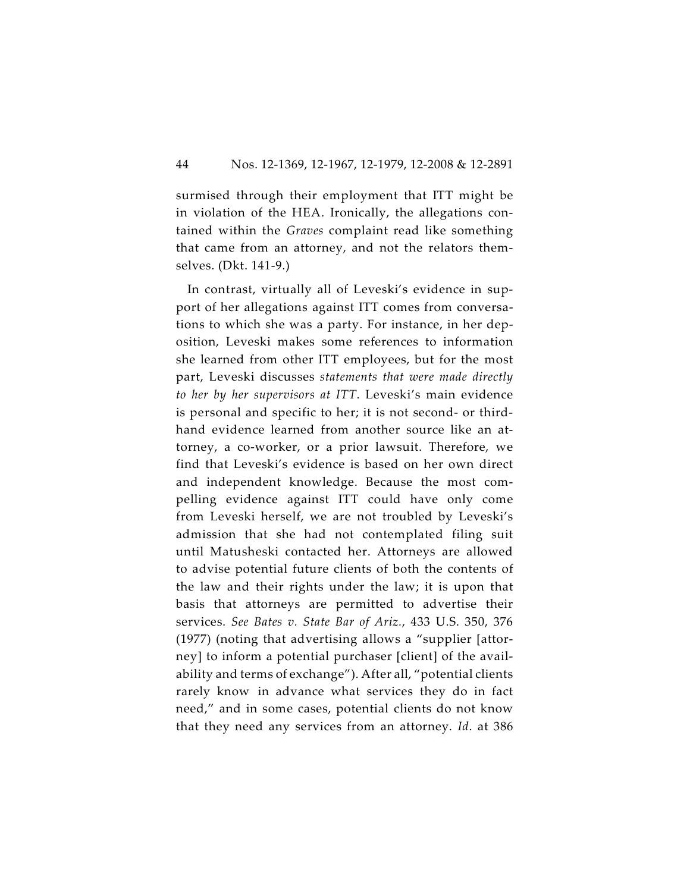surmised through their employment that ITT might be in violation of the HEA. Ironically, the allegations contained within the *Graves* complaint read like something that came from an attorney, and not the relators themselves. (Dkt. 141-9.)

In contrast, virtually all of Leveski's evidence in support of her allegations against ITT comes from conversations to which she was a party. For instance, in her deposition, Leveski makes some references to information she learned from other ITT employees, but for the most part, Leveski discusses *statements that were made directly to her by her supervisors at ITT*. Leveski's main evidence is personal and specific to her; it is not second- or third-hand evidence learned from another source like an attorney, a co-worker, or a prior lawsuit. Therefore, we find that Leveski's evidence is based on her own direct and independent knowledge. Because the most compelling evidence against ITT could have only come from Leveski herself, we are not troubled by Leveski's admission that she had not contemplated filing suit until Matusheski contacted her. Attorneys are allowed to advise potential future clients of both the contents of the law and their rights under the law; it is upon that basis that attorneys are permitted to advertise their services. *See Bates v. State Bar of Ariz.*, 433 U.S. 350, 376 (1977) (noting that advertising allows a "supplier [attorney] to inform a potential purchaser [client] of the availability and terms of exchange"). After all, "potential clients rarely know in advance what services they do in fact need," and in some cases, potential clients do not know that they need any services from an attorney. *Id*. at 386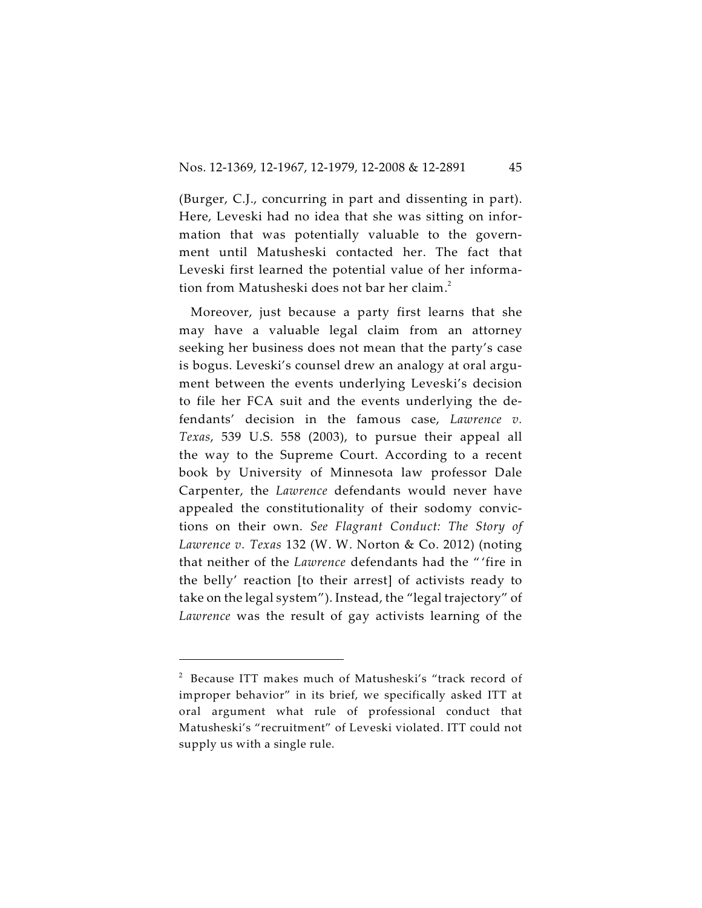(Burger, C.J., concurring in part and dissenting in part). Here, Leveski had no idea that she was sitting on information that was potentially valuable to the government until Matusheski contacted her. The fact that Leveski first learned the potential value of her information from Matusheski does not bar her claim.[2]

Moreover, just because a party first learns that she may have a valuable legal claim from an attorney seeking her business does not mean that the party's case is bogus. Leveski's counsel drew an analogy at oral argument between the events underlying Leveski's decision to file her FCA suit and the events underlying the defendants' decision in the famous case, *Lawrence v. Texas*, 539 U.S. 558 (2003), to pursue their appeal all the way to the Supreme Court. According to a recent book by University of Minnesota law professor Dale Carpenter, the *Lawrence* defendants would never have appealed the constitutionality of their sodomy convictions on their own. *See Flagrant Conduct: The Story of Lawrence v. Texas* 132 (W. W. Norton & Co. 2012) (noting that neither of the *Lawrence* defendants had the "'fire in the belly' reaction [to their arrest] of activists ready to take on the legal system"). Instead, the "legal trajectory" of *Lawrence* was the result of gay activists learning of the

---

[2] Because ITT makes much of Matusheski's "track record of improper behavior" in its brief, we specifically asked ITT at oral argument what rule of professional conduct that Matusheski's "recruitment" of Leveski violated. ITT could not supply us with a single rule.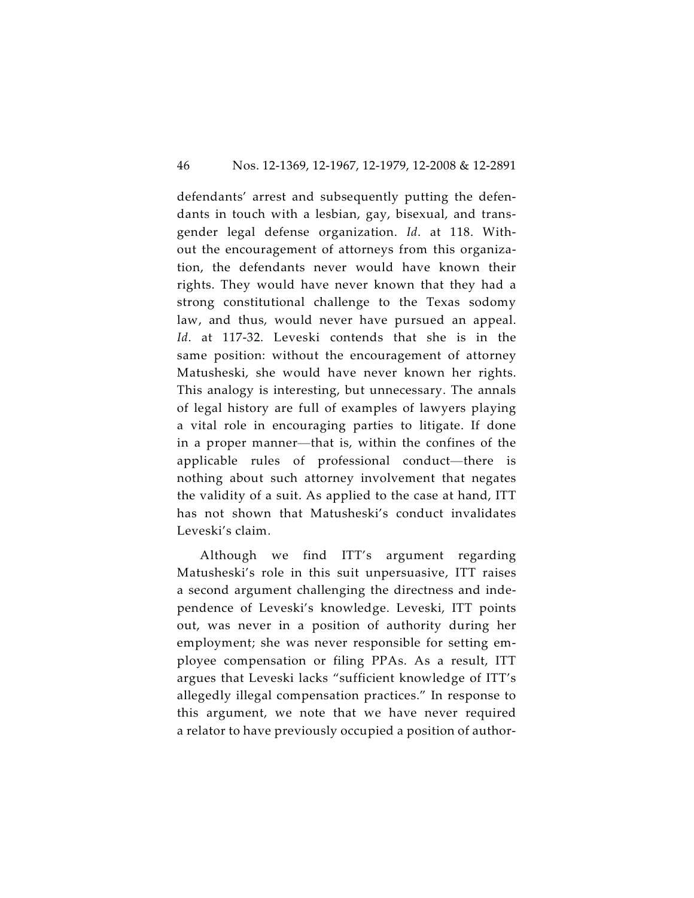defendants' arrest and subsequently putting the defendants in touch with a lesbian, gay, bisexual, and transgender legal defense organization. *Id*. at 118. Without the encouragement of attorneys from this organization, the defendants never would have known their rights. They would have never known that they had a strong constitutional challenge to the Texas sodomy law, and thus, would never have pursued an appeal. *Id*. at 117-32. Leveski contends that she is in the same position: without the encouragement of attorney Matusheski, she would have never known her rights. This analogy is interesting, but unnecessary. The annals of legal history are full of examples of lawyers playing a vital role in encouraging parties to litigate. If done in a proper manner—that is, within the confines of the applicable rules of professional conduct—there is nothing about such attorney involvement that negates the validity of a suit. As applied to the case at hand, ITT has not shown that Matusheski's conduct invalidates Leveski's claim.

Although we find ITT's argument regarding Matusheski's role in this suit unpersuasive, ITT raises a second argument challenging the directness and independence of Leveski's knowledge. Leveski, ITT points out, was never in a position of authority during her employment; she was never responsible for setting employee compensation or filing PPAs. As a result, ITT argues that Leveski lacks "sufficient knowledge of ITT's allegedly illegal compensation practices." In response to this argument, we note that we have never required a relator to have previously occupied a position of author-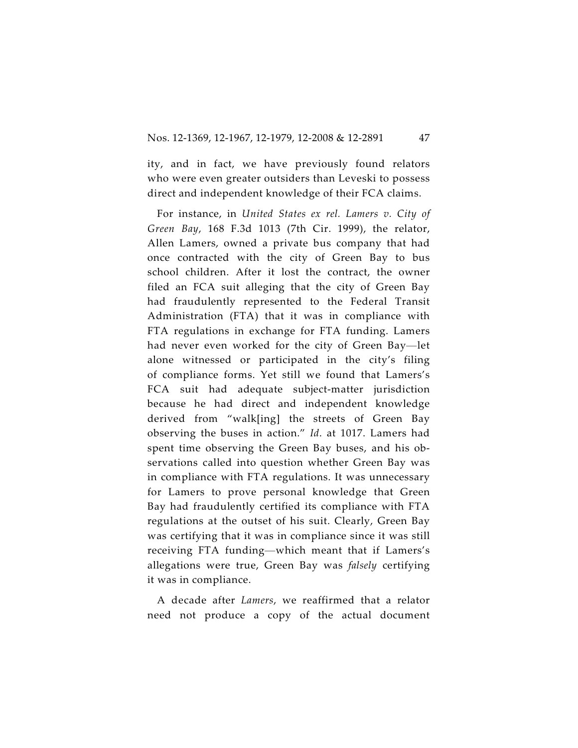ity, and in fact, we have previously found relators who were even greater outsiders than Leveski to possess direct and independent knowledge of their FCA claims.

For instance, in *United States ex rel. Lamers v. City of Green Bay*, 168 F.3d 1013 (7th Cir. 1999), the relator, Allen Lamers, owned a private bus company that had once contracted with the city of Green Bay to bus school children. After it lost the contract, the owner filed an FCA suit alleging that the city of Green Bay had fraudulently represented to the Federal Transit Administration (FTA) that it was in compliance with FTA regulations in exchange for FTA funding. Lamers had never even worked for the city of Green Bay—let alone witnessed or participated in the city's filing of compliance forms. Yet still we found that Lamers's FCA suit had adequate subject-matter jurisdiction because he had direct and independent knowledge derived from "walk[ing] the streets of Green Bay observing the buses in action." *Id.* at 1017. Lamers had spent time observing the Green Bay buses, and his observations called into question whether Green Bay was in compliance with FTA regulations. It was unnecessary for Lamers to prove personal knowledge that Green Bay had fraudulently certified its compliance with FTA regulations at the outset of his suit. Clearly, Green Bay was certifying that it was in compliance since it was still receiving FTA funding—which meant that if Lamers's allegations were true, Green Bay was *falsely* certifying it was in compliance.

A decade after *Lamers*, we reaffirmed that a relator need not produce a copy of the actual document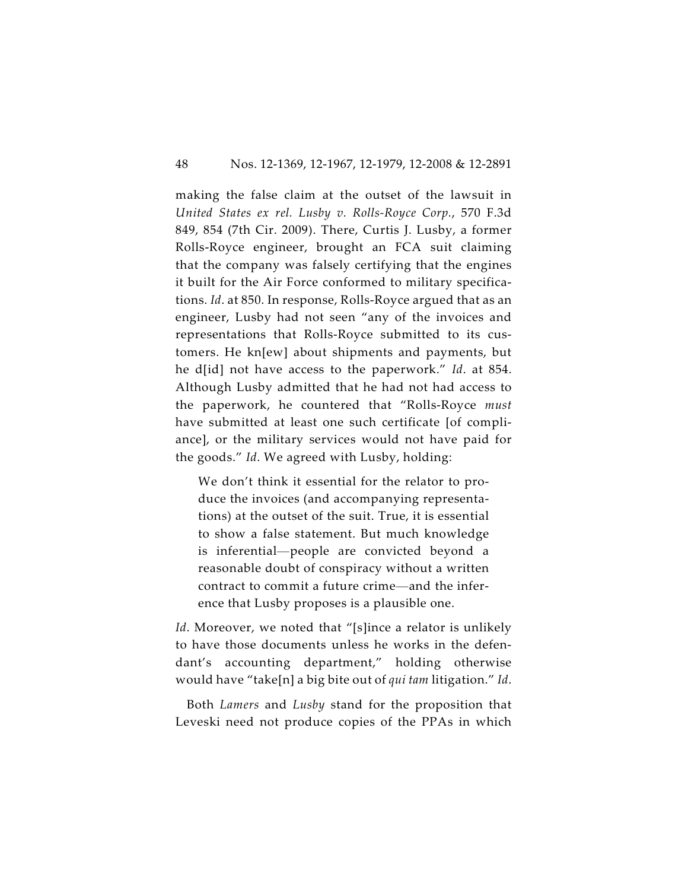making the false claim at the outset of the lawsuit in *United States ex rel. Lusby v. Rolls-Royce Corp.*, 570 F.3d 849, 854 (7th Cir. 2009). There, Curtis J. Lusby, a former Rolls-Royce engineer, brought an FCA suit claiming that the company was falsely certifying that the engines it built for the Air Force conformed to military specifications. *Id.* at 850. In response, Rolls-Royce argued that as an engineer, Lusby had not seen "any of the invoices and representations that Rolls-Royce submitted to its customers. He kn[ew] about shipments and payments, but he d[id] not have access to the paperwork." *Id.* at 854. Although Lusby admitted that he had not had access to the paperwork, he countered that "Rolls-Royce *must* have submitted at least one such certificate [of compliance], or the military services would not have paid for the goods." *Id.* We agreed with Lusby, holding:

> We don't think it essential for the relator to produce the invoices (and accompanying representations) at the outset of the suit. True, it is essential to show a false statement. But much knowledge is inferential—people are convicted beyond a reasonable doubt of conspiracy without a written contract to commit a future crime—and the inference that Lusby proposes is a plausible one.

*Id.* Moreover, we noted that "[s]ince a relator is unlikely to have those documents unless he works in the defendant's accounting department," holding otherwise would have "take[n] a big bite out of *qui tam* litigation." *Id.*

Both *Lamers* and *Lusby* stand for the proposition that Leveski need not produce copies of the PPAs in which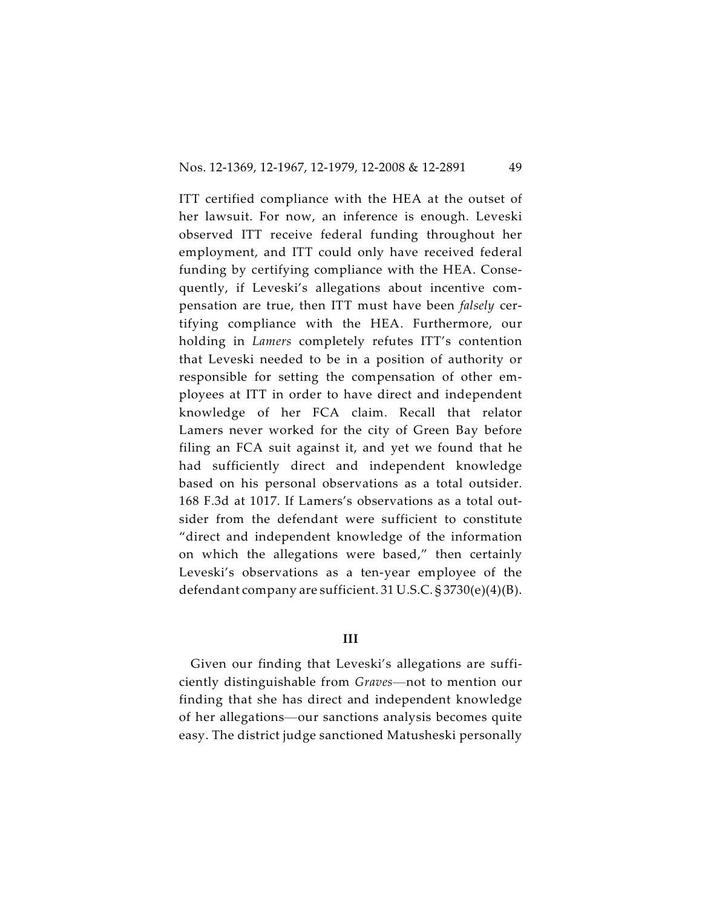ITT certified compliance with the HEA at the outset of her lawsuit. For now, an inference is enough. Leveski observed ITT receive federal funding throughout her employment, and ITT could only have received federal funding by certifying compliance with the HEA. Consequently, if Leveski's allegations about incentive compensation are true, then ITT must have been *falsely* certifying compliance with the HEA. Furthermore, our holding in *Lamers* completely refutes ITT's contention that Leveski needed to be in a position of authority or responsible for setting the compensation of other employees at ITT in order to have direct and independent knowledge of her FCA claim. Recall that relator Lamers never worked for the city of Green Bay before filing an FCA suit against it, and yet we found that he had sufficiently direct and independent knowledge based on his personal observations as a total outsider. 168 F.3d at 1017. If Lamers's observations as a total outsider from the defendant were sufficient to constitute "direct and independent knowledge of the information on which the allegations were based," then certainly Leveski's observations as a ten-year employee of the defendant company are sufficient. 31 U.S.C. § 3730(e)(4)(B).

## III

Given our finding that Leveski's allegations are sufficiently distinguishable from *Graves*—not to mention our finding that she has direct and independent knowledge of her allegations—our sanctions analysis becomes quite easy. The district judge sanctioned Matusheski personally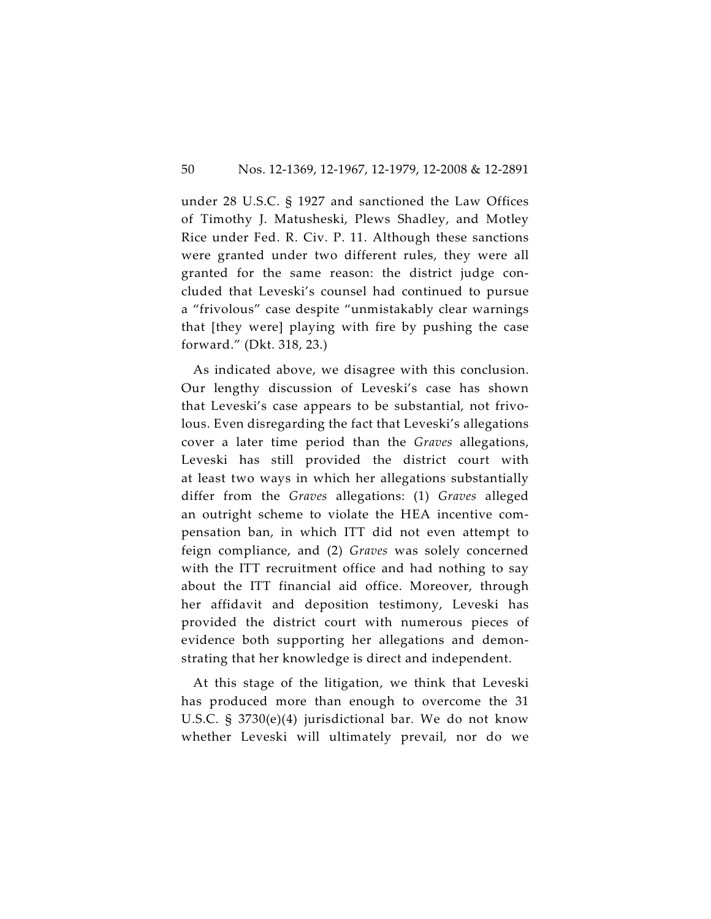under 28 U.S.C. § 1927 and sanctioned the Law Offices of Timothy J. Matusheski, Plews Shadley, and Motley Rice under Fed. R. Civ. P. 11. Although these sanctions were granted under two different rules, they were all granted for the same reason: the district judge concluded that Leveski's counsel had continued to pursue a "frivolous" case despite "unmistakably clear warnings that [they were] playing with fire by pushing the case forward." (Dkt. 318, 23.)

As indicated above, we disagree with this conclusion. Our lengthy discussion of Leveski's case has shown that Leveski's case appears to be substantial, not frivolous. Even disregarding the fact that Leveski's allegations cover a later time period than the *Graves* allegations, Leveski has still provided the district court with at least two ways in which her allegations substantially differ from the *Graves* allegations: (1) *Graves* alleged an outright scheme to violate the HEA incentive compensation ban, in which ITT did not even attempt to feign compliance, and (2) *Graves* was solely concerned with the ITT recruitment office and had nothing to say about the ITT financial aid office. Moreover, through her affidavit and deposition testimony, Leveski has provided the district court with numerous pieces of evidence both supporting her allegations and demonstrating that her knowledge is direct and independent.

At this stage of the litigation, we think that Leveski has produced more than enough to overcome the 31 U.S.C. § 3730(e)(4) jurisdictional bar. We do not know whether Leveski will ultimately prevail, nor do we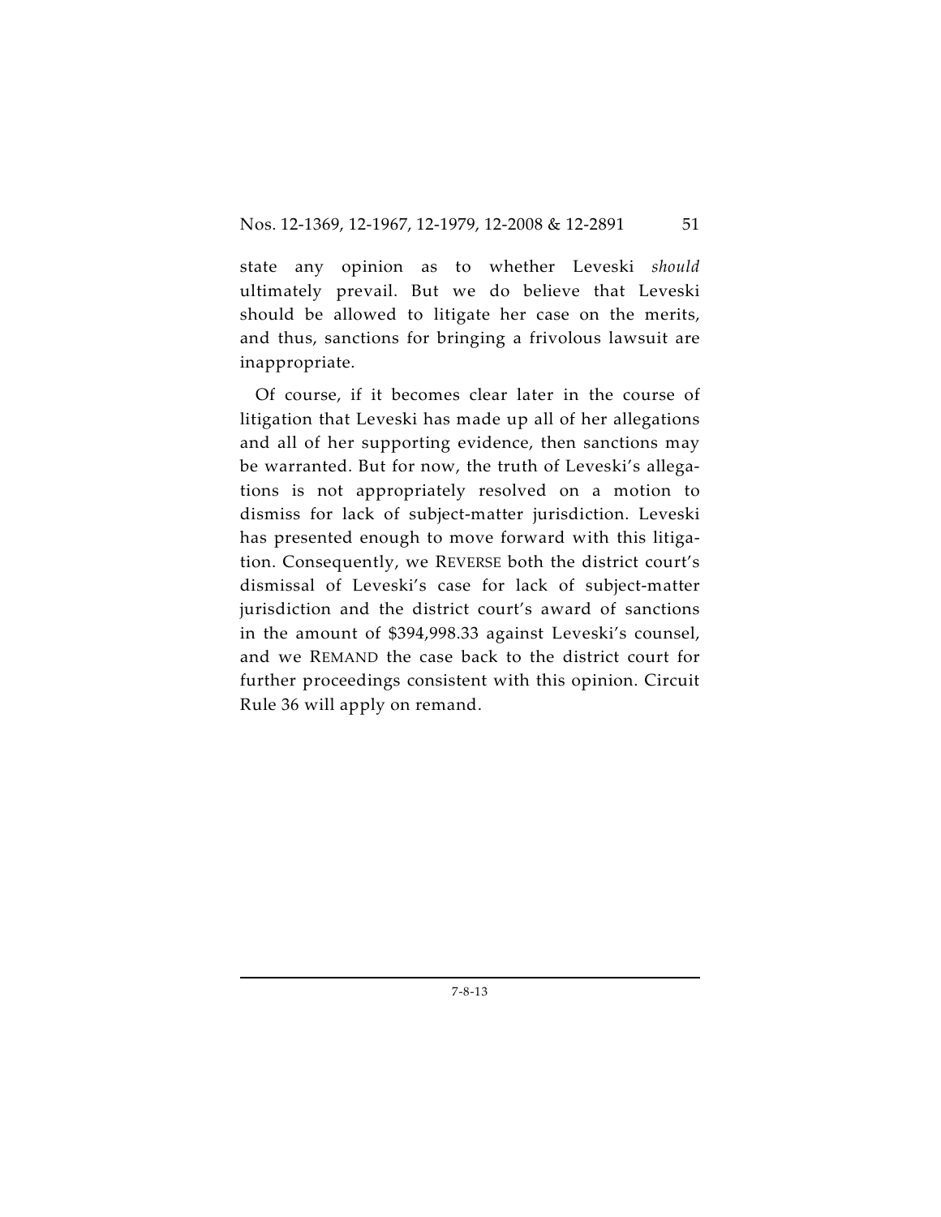state any opinion as to whether Leveski *should* ultimately prevail. But we do believe that Leveski should be allowed to litigate her case on the merits, and thus, sanctions for bringing a frivolous lawsuit are inappropriate.

Of course, if it becomes clear later in the course of litigation that Leveski has made up all of her allegations and all of her supporting evidence, then sanctions may be warranted. But for now, the truth of Leveski's allegations is not appropriately resolved on a motion to dismiss for lack of subject-matter jurisdiction. Leveski has presented enough to move forward with this litigation. Consequently, we REVERSE both the district court's dismissal of Leveski's case for lack of subject-matter jurisdiction and the district court's award of sanctions in the amount of $394,998.33 against Leveski's counsel, and we REMAND the case back to the district court for further proceedings consistent with this opinion. Circuit Rule 36 will apply on remand.

7-8-13